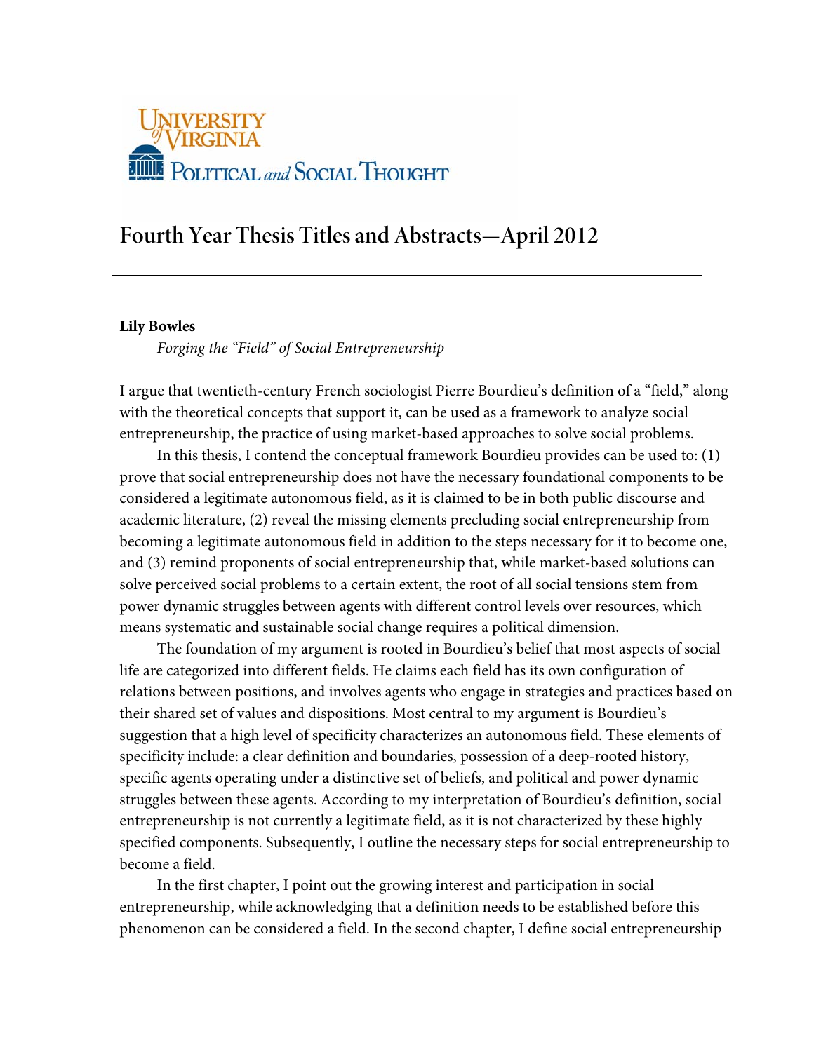University of Virginia

Political and Social Thought

# Fourth Year Thesis Titles and Abstracts—April 2012

---

**Lily Bowles**

*Forging the "Field" of Social Entrepreneurship*

I argue that twentieth-century French sociologist Pierre Bourdieu's definition of a "field," along with the theoretical concepts that support it, can be used as a framework to analyze social entrepreneurship, the practice of using market-based approaches to solve social problems.

In this thesis, I contend the conceptual framework Bourdieu provides can be used to: (1) prove that social entrepreneurship does not have the necessary foundational components to be considered a legitimate autonomous field, as it is claimed to be in both public discourse and academic literature, (2) reveal the missing elements precluding social entrepreneurship from becoming a legitimate autonomous field in addition to the steps necessary for it to become one, and (3) remind proponents of social entrepreneurship that, while market-based solutions can solve perceived social problems to a certain extent, the root of all social tensions stem from power dynamic struggles between agents with different control levels over resources, which means systematic and sustainable social change requires a political dimension.

The foundation of my argument is rooted in Bourdieu's belief that most aspects of social life are categorized into different fields. He claims each field has its own configuration of relations between positions, and involves agents who engage in strategies and practices based on their shared set of values and dispositions. Most central to my argument is Bourdieu's suggestion that a high level of specificity characterizes an autonomous field. These elements of specificity include: a clear definition and boundaries, possession of a deep-rooted history, specific agents operating under a distinctive set of beliefs, and political and power dynamic struggles between these agents. According to my interpretation of Bourdieu's definition, social entrepreneurship is not currently a legitimate field, as it is not characterized by these highly specified components. Subsequently, I outline the necessary steps for social entrepreneurship to become a field.

In the first chapter, I point out the growing interest and participation in social entrepreneurship, while acknowledging that a definition needs to be established before this phenomenon can be considered a field. In the second chapter, I define social entrepreneurship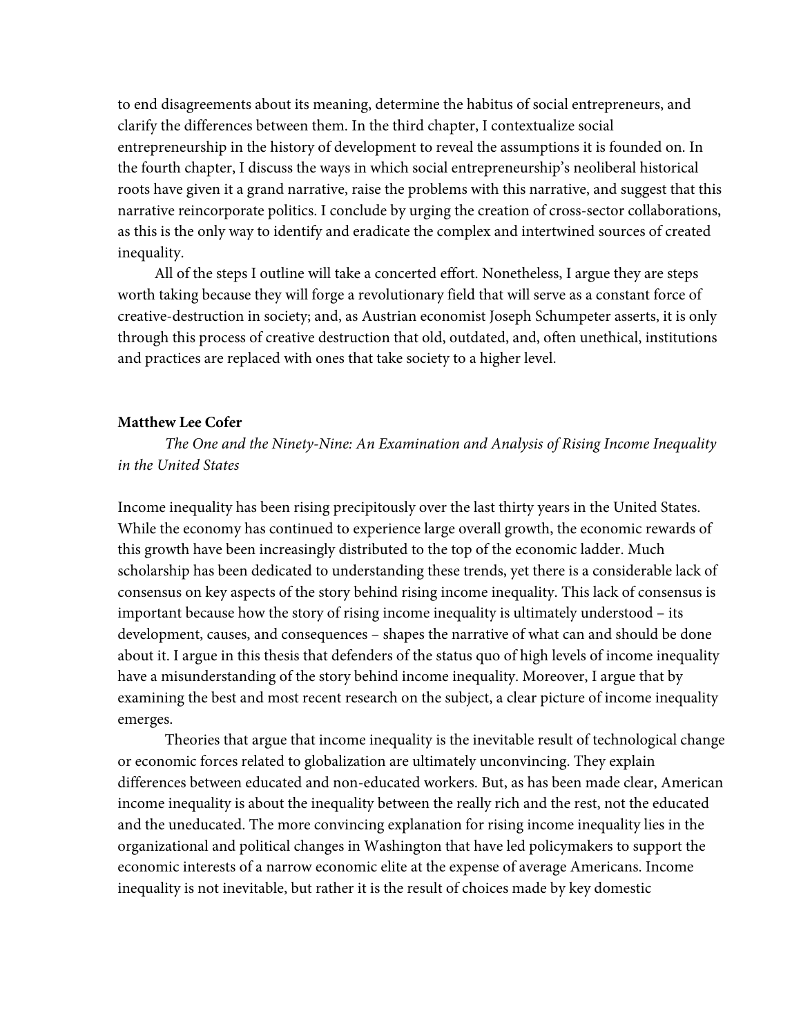to end disagreements about its meaning, determine the habitus of social entrepreneurs, and clarify the differences between them. In the third chapter, I contextualize social entrepreneurship in the history of development to reveal the assumptions it is founded on. In the fourth chapter, I discuss the ways in which social entrepreneurship's neoliberal historical roots have given it a grand narrative, raise the problems with this narrative, and suggest that this narrative reincorporate politics. I conclude by urging the creation of cross-sector collaborations, as this is the only way to identify and eradicate the complex and intertwined sources of created inequality.

All of the steps I outline will take a concerted effort. Nonetheless, I argue they are steps worth taking because they will forge a revolutionary field that will serve as a constant force of creative-destruction in society; and, as Austrian economist Joseph Schumpeter asserts, it is only through this process of creative destruction that old, outdated, and, often unethical, institutions and practices are replaced with ones that take society to a higher level.

**Matthew Lee Cofer**

*The One and the Ninety-Nine: An Examination and Analysis of Rising Income Inequality in the United States*

Income inequality has been rising precipitously over the last thirty years in the United States. While the economy has continued to experience large overall growth, the economic rewards of this growth have been increasingly distributed to the top of the economic ladder. Much scholarship has been dedicated to understanding these trends, yet there is a considerable lack of consensus on key aspects of the story behind rising income inequality. This lack of consensus is important because how the story of rising income inequality is ultimately understood – its development, causes, and consequences – shapes the narrative of what can and should be done about it. I argue in this thesis that defenders of the status quo of high levels of income inequality have a misunderstanding of the story behind income inequality. Moreover, I argue that by examining the best and most recent research on the subject, a clear picture of income inequality emerges.

Theories that argue that income inequality is the inevitable result of technological change or economic forces related to globalization are ultimately unconvincing. They explain differences between educated and non-educated workers. But, as has been made clear, American income inequality is about the inequality between the really rich and the rest, not the educated and the uneducated. The more convincing explanation for rising income inequality lies in the organizational and political changes in Washington that have led policymakers to support the economic interests of a narrow economic elite at the expense of average Americans. Income inequality is not inevitable, but rather it is the result of choices made by key domestic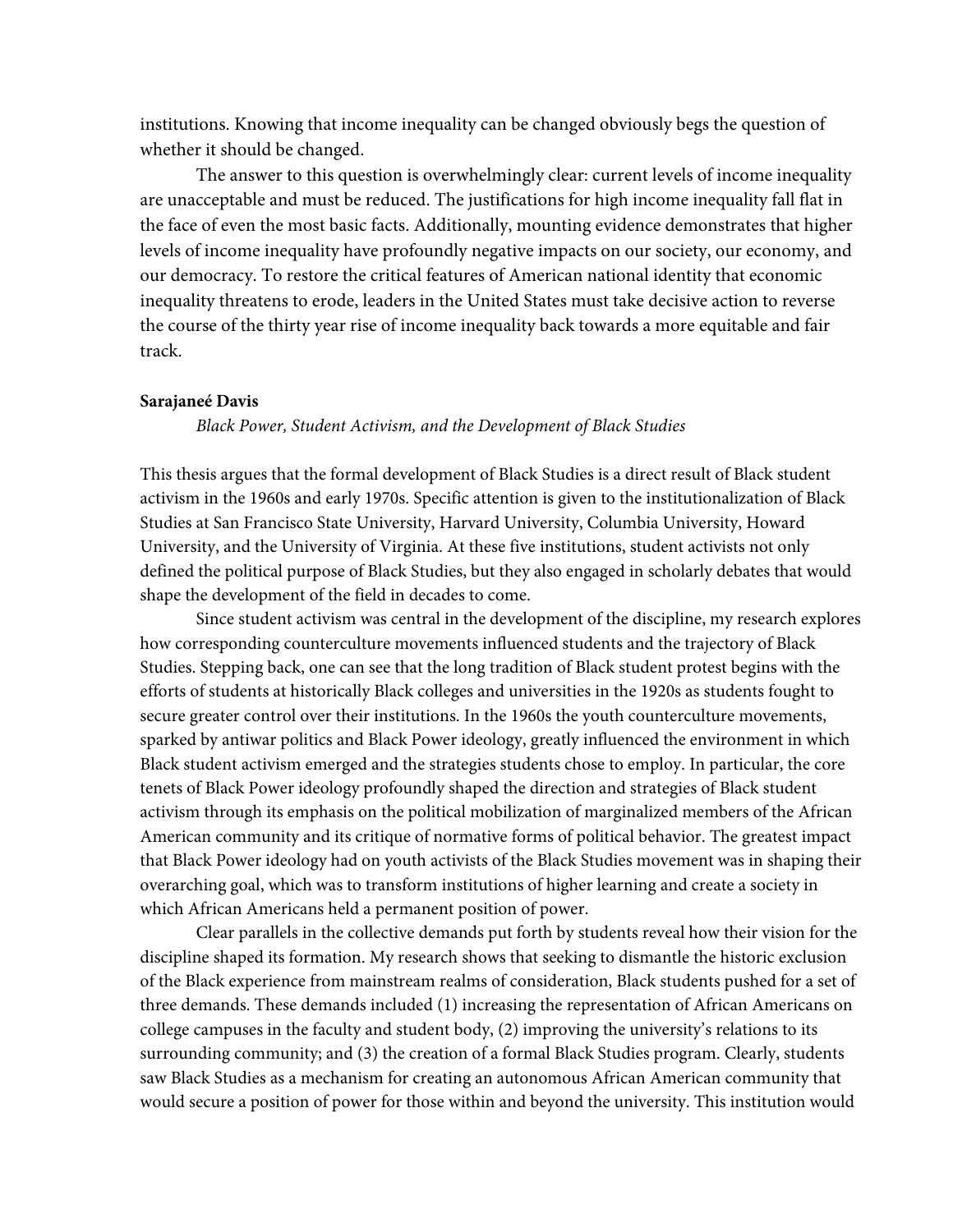institutions. Knowing that income inequality can be changed obviously begs the question of whether it should be changed.

The answer to this question is overwhelmingly clear: current levels of income inequality are unacceptable and must be reduced. The justifications for high income inequality fall flat in the face of even the most basic facts. Additionally, mounting evidence demonstrates that higher levels of income inequality have profoundly negative impacts on our society, our economy, and our democracy. To restore the critical features of American national identity that economic inequality threatens to erode, leaders in the United States must take decisive action to reverse the course of the thirty year rise of income inequality back towards a more equitable and fair track.

**Sarajaneé Davis**

*Black Power, Student Activism, and the Development of Black Studies*

This thesis argues that the formal development of Black Studies is a direct result of Black student activism in the 1960s and early 1970s. Specific attention is given to the institutionalization of Black Studies at San Francisco State University, Harvard University, Columbia University, Howard University, and the University of Virginia. At these five institutions, student activists not only defined the political purpose of Black Studies, but they also engaged in scholarly debates that would shape the development of the field in decades to come.

Since student activism was central in the development of the discipline, my research explores how corresponding counterculture movements influenced students and the trajectory of Black Studies. Stepping back, one can see that the long tradition of Black student protest begins with the efforts of students at historically Black colleges and universities in the 1920s as students fought to secure greater control over their institutions. In the 1960s the youth counterculture movements, sparked by antiwar politics and Black Power ideology, greatly influenced the environment in which Black student activism emerged and the strategies students chose to employ. In particular, the core tenets of Black Power ideology profoundly shaped the direction and strategies of Black student activism through its emphasis on the political mobilization of marginalized members of the African American community and its critique of normative forms of political behavior. The greatest impact that Black Power ideology had on youth activists of the Black Studies movement was in shaping their overarching goal, which was to transform institutions of higher learning and create a society in which African Americans held a permanent position of power.

Clear parallels in the collective demands put forth by students reveal how their vision for the discipline shaped its formation. My research shows that seeking to dismantle the historic exclusion of the Black experience from mainstream realms of consideration, Black students pushed for a set of three demands. These demands included (1) increasing the representation of African Americans on college campuses in the faculty and student body, (2) improving the university's relations to its surrounding community; and (3) the creation of a formal Black Studies program. Clearly, students saw Black Studies as a mechanism for creating an autonomous African American community that would secure a position of power for those within and beyond the university. This institution would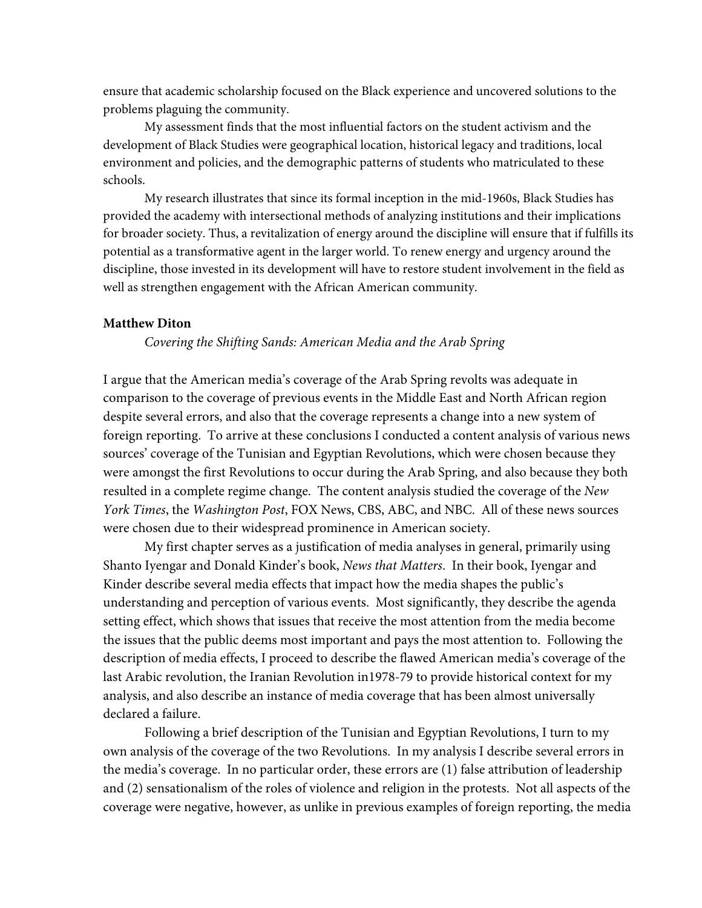ensure that academic scholarship focused on the Black experience and uncovered solutions to the problems plaguing the community.

My assessment finds that the most influential factors on the student activism and the development of Black Studies were geographical location, historical legacy and traditions, local environment and policies, and the demographic patterns of students who matriculated to these schools.

My research illustrates that since its formal inception in the mid-1960s, Black Studies has provided the academy with intersectional methods of analyzing institutions and their implications for broader society. Thus, a revitalization of energy around the discipline will ensure that if fulfills its potential as a transformative agent in the larger world. To renew energy and urgency around the discipline, those invested in its development will have to restore student involvement in the field as well as strengthen engagement with the African American community.

**Matthew Diton**

*Covering the Shifting Sands: American Media and the Arab Spring*

I argue that the American media's coverage of the Arab Spring revolts was adequate in comparison to the coverage of previous events in the Middle East and North African region despite several errors, and also that the coverage represents a change into a new system of foreign reporting. To arrive at these conclusions I conducted a content analysis of various news sources' coverage of the Tunisian and Egyptian Revolutions, which were chosen because they were amongst the first Revolutions to occur during the Arab Spring, and also because they both resulted in a complete regime change. The content analysis studied the coverage of the *New York Times*, the *Washington Post*, FOX News, CBS, ABC, and NBC. All of these news sources were chosen due to their widespread prominence in American society.

My first chapter serves as a justification of media analyses in general, primarily using Shanto Iyengar and Donald Kinder's book, *News that Matters*. In their book, Iyengar and Kinder describe several media effects that impact how the media shapes the public's understanding and perception of various events. Most significantly, they describe the agenda setting effect, which shows that issues that receive the most attention from the media become the issues that the public deems most important and pays the most attention to. Following the description of media effects, I proceed to describe the flawed American media's coverage of the last Arabic revolution, the Iranian Revolution in1978-79 to provide historical context for my analysis, and also describe an instance of media coverage that has been almost universally declared a failure.

Following a brief description of the Tunisian and Egyptian Revolutions, I turn to my own analysis of the coverage of the two Revolutions. In my analysis I describe several errors in the media's coverage. In no particular order, these errors are (1) false attribution of leadership and (2) sensationalism of the roles of violence and religion in the protests. Not all aspects of the coverage were negative, however, as unlike in previous examples of foreign reporting, the media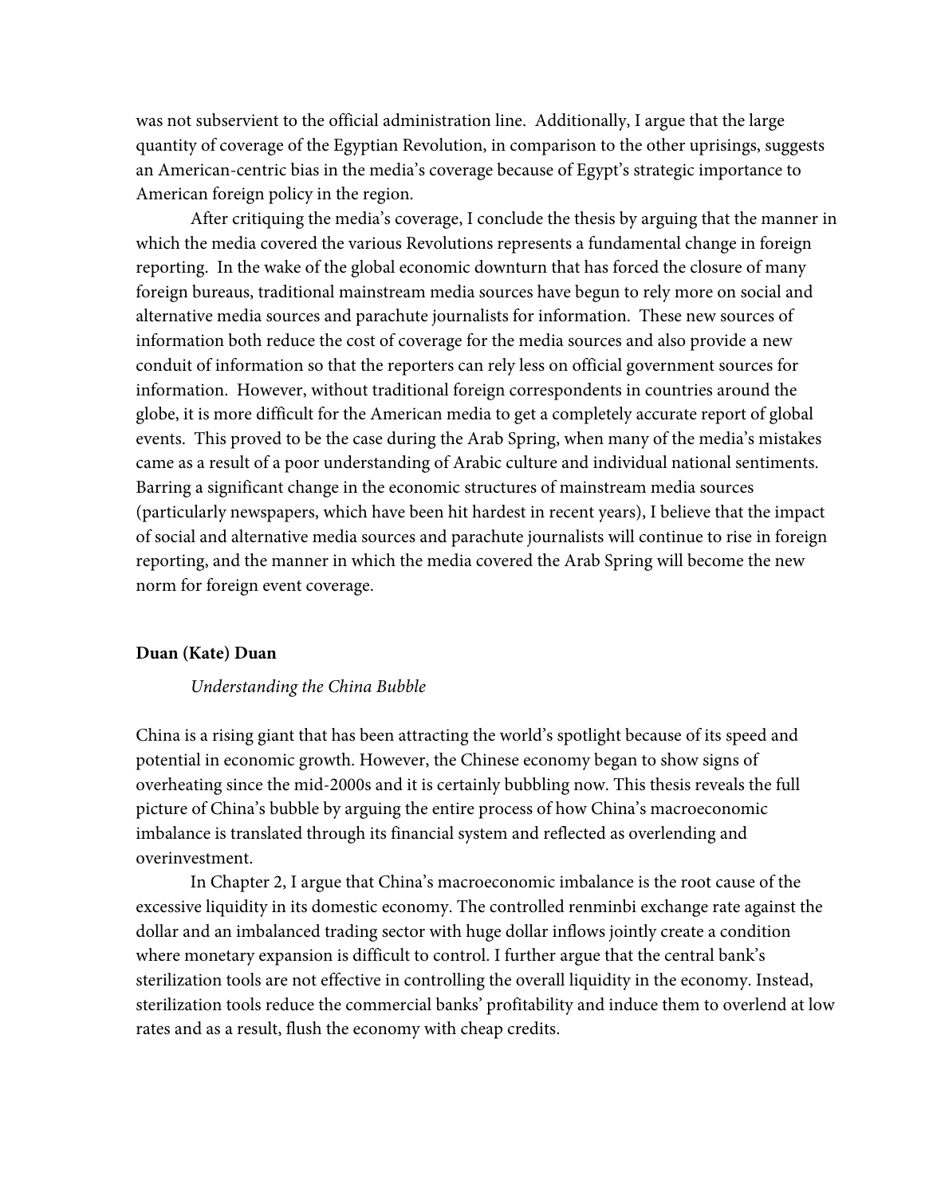was not subservient to the official administration line. Additionally, I argue that the large quantity of coverage of the Egyptian Revolution, in comparison to the other uprisings, suggests an American-centric bias in the media's coverage because of Egypt's strategic importance to American foreign policy in the region.

After critiquing the media's coverage, I conclude the thesis by arguing that the manner in which the media covered the various Revolutions represents a fundamental change in foreign reporting. In the wake of the global economic downturn that has forced the closure of many foreign bureaus, traditional mainstream media sources have begun to rely more on social and alternative media sources and parachute journalists for information. These new sources of information both reduce the cost of coverage for the media sources and also provide a new conduit of information so that the reporters can rely less on official government sources for information. However, without traditional foreign correspondents in countries around the globe, it is more difficult for the American media to get a completely accurate report of global events. This proved to be the case during the Arab Spring, when many of the media's mistakes came as a result of a poor understanding of Arabic culture and individual national sentiments. Barring a significant change in the economic structures of mainstream media sources (particularly newspapers, which have been hit hardest in recent years), I believe that the impact of social and alternative media sources and parachute journalists will continue to rise in foreign reporting, and the manner in which the media covered the Arab Spring will become the new norm for foreign event coverage.

**Duan (Kate) Duan**

*Understanding the China Bubble*

China is a rising giant that has been attracting the world's spotlight because of its speed and potential in economic growth. However, the Chinese economy began to show signs of overheating since the mid-2000s and it is certainly bubbling now. This thesis reveals the full picture of China's bubble by arguing the entire process of how China's macroeconomic imbalance is translated through its financial system and reflected as overlending and overinvestment.

In Chapter 2, I argue that China's macroeconomic imbalance is the root cause of the excessive liquidity in its domestic economy. The controlled renminbi exchange rate against the dollar and an imbalanced trading sector with huge dollar inflows jointly create a condition where monetary expansion is difficult to control. I further argue that the central bank's sterilization tools are not effective in controlling the overall liquidity in the economy. Instead, sterilization tools reduce the commercial banks' profitability and induce them to overlend at low rates and as a result, flush the economy with cheap credits.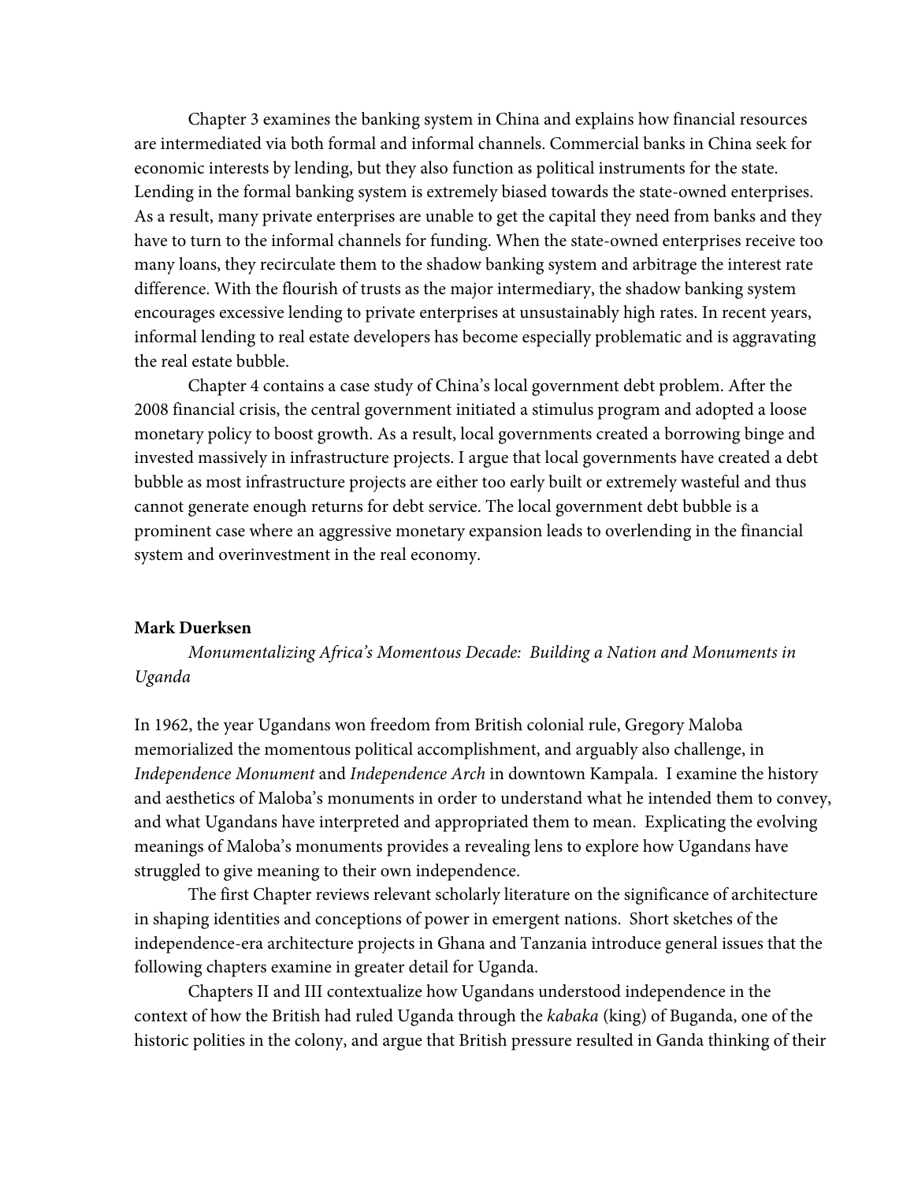Chapter 3 examines the banking system in China and explains how financial resources are intermediated via both formal and informal channels. Commercial banks in China seek for economic interests by lending, but they also function as political instruments for the state. Lending in the formal banking system is extremely biased towards the state-owned enterprises. As a result, many private enterprises are unable to get the capital they need from banks and they have to turn to the informal channels for funding. When the state-owned enterprises receive too many loans, they recirculate them to the shadow banking system and arbitrage the interest rate difference. With the flourish of trusts as the major intermediary, the shadow banking system encourages excessive lending to private enterprises at unsustainably high rates. In recent years, informal lending to real estate developers has become especially problematic and is aggravating the real estate bubble.

Chapter 4 contains a case study of China's local government debt problem. After the 2008 financial crisis, the central government initiated a stimulus program and adopted a loose monetary policy to boost growth. As a result, local governments created a borrowing binge and invested massively in infrastructure projects. I argue that local governments have created a debt bubble as most infrastructure projects are either too early built or extremely wasteful and thus cannot generate enough returns for debt service. The local government debt bubble is a prominent case where an aggressive monetary expansion leads to overlending in the financial system and overinvestment in the real economy.

**Mark Duerksen**

*Monumentalizing Africa's Momentous Decade: Building a Nation and Monuments in Uganda*

In 1962, the year Ugandans won freedom from British colonial rule, Gregory Maloba memorialized the momentous political accomplishment, and arguably also challenge, in *Independence Monument* and *Independence Arch* in downtown Kampala. I examine the history and aesthetics of Maloba's monuments in order to understand what he intended them to convey, and what Ugandans have interpreted and appropriated them to mean. Explicating the evolving meanings of Maloba's monuments provides a revealing lens to explore how Ugandans have struggled to give meaning to their own independence.

The first Chapter reviews relevant scholarly literature on the significance of architecture in shaping identities and conceptions of power in emergent nations. Short sketches of the independence-era architecture projects in Ghana and Tanzania introduce general issues that the following chapters examine in greater detail for Uganda.

Chapters II and III contextualize how Ugandans understood independence in the context of how the British had ruled Uganda through the *kabaka* (king) of Buganda, one of the historic polities in the colony, and argue that British pressure resulted in Ganda thinking of their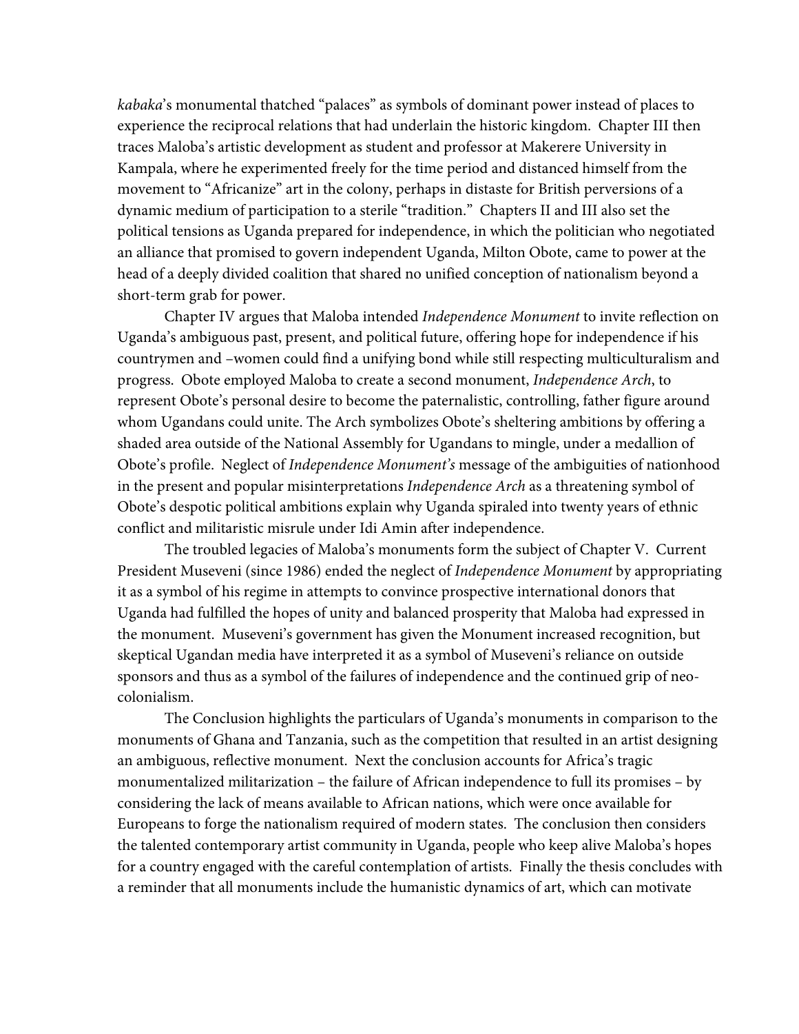*kabaka*'s monumental thatched "palaces" as symbols of dominant power instead of places to experience the reciprocal relations that had underlain the historic kingdom. Chapter III then traces Maloba's artistic development as student and professor at Makerere University in Kampala, where he experimented freely for the time period and distanced himself from the movement to "Africanize" art in the colony, perhaps in distaste for British perversions of a dynamic medium of participation to a sterile "tradition." Chapters II and III also set the political tensions as Uganda prepared for independence, in which the politician who negotiated an alliance that promised to govern independent Uganda, Milton Obote, came to power at the head of a deeply divided coalition that shared no unified conception of nationalism beyond a short-term grab for power.

Chapter IV argues that Maloba intended *Independence Monument* to invite reflection on Uganda's ambiguous past, present, and political future, offering hope for independence if his countrymen and –women could find a unifying bond while still respecting multiculturalism and progress. Obote employed Maloba to create a second monument, *Independence Arch*, to represent Obote's personal desire to become the paternalistic, controlling, father figure around whom Ugandans could unite. The Arch symbolizes Obote's sheltering ambitions by offering a shaded area outside of the National Assembly for Ugandans to mingle, under a medallion of Obote's profile. Neglect of *Independence Monument's* message of the ambiguities of nationhood in the present and popular misinterpretations *Independence Arch* as a threatening symbol of Obote's despotic political ambitions explain why Uganda spiraled into twenty years of ethnic conflict and militaristic misrule under Idi Amin after independence.

The troubled legacies of Maloba's monuments form the subject of Chapter V. Current President Museveni (since 1986) ended the neglect of *Independence Monument* by appropriating it as a symbol of his regime in attempts to convince prospective international donors that Uganda had fulfilled the hopes of unity and balanced prosperity that Maloba had expressed in the monument. Museveni's government has given the Monument increased recognition, but skeptical Ugandan media have interpreted it as a symbol of Museveni's reliance on outside sponsors and thus as a symbol of the failures of independence and the continued grip of neo-colonialism.

The Conclusion highlights the particulars of Uganda's monuments in comparison to the monuments of Ghana and Tanzania, such as the competition that resulted in an artist designing an ambiguous, reflective monument. Next the conclusion accounts for Africa's tragic monumentalized militarization – the failure of African independence to full its promises – by considering the lack of means available to African nations, which were once available for Europeans to forge the nationalism required of modern states. The conclusion then considers the talented contemporary artist community in Uganda, people who keep alive Maloba's hopes for a country engaged with the careful contemplation of artists. Finally the thesis concludes with a reminder that all monuments include the humanistic dynamics of art, which can motivate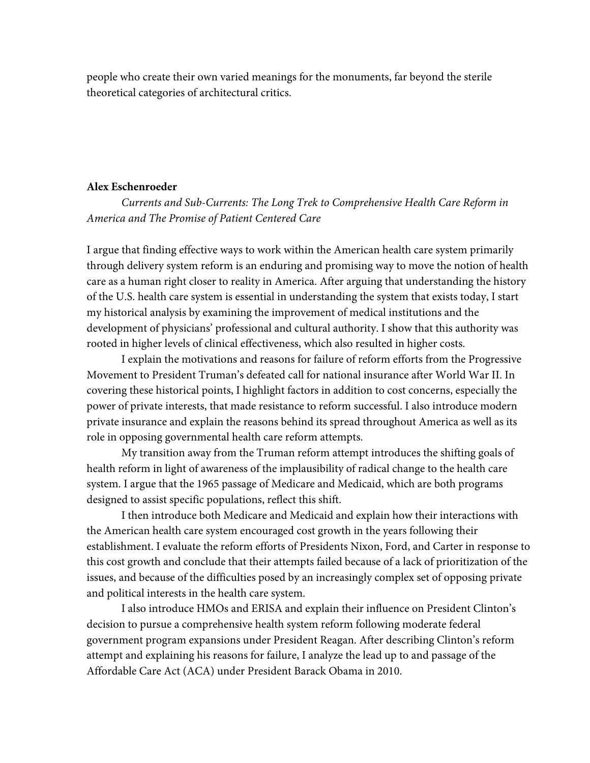people who create their own varied meanings for the monuments, far beyond the sterile theoretical categories of architectural critics.

**Alex Eschenroeder**

*Currents and Sub-Currents: The Long Trek to Comprehensive Health Care Reform in America and The Promise of Patient Centered Care*

I argue that finding effective ways to work within the American health care system primarily through delivery system reform is an enduring and promising way to move the notion of health care as a human right closer to reality in America. After arguing that understanding the history of the U.S. health care system is essential in understanding the system that exists today, I start my historical analysis by examining the improvement of medical institutions and the development of physicians' professional and cultural authority. I show that this authority was rooted in higher levels of clinical effectiveness, which also resulted in higher costs.

I explain the motivations and reasons for failure of reform efforts from the Progressive Movement to President Truman's defeated call for national insurance after World War II. In covering these historical points, I highlight factors in addition to cost concerns, especially the power of private interests, that made resistance to reform successful. I also introduce modern private insurance and explain the reasons behind its spread throughout America as well as its role in opposing governmental health care reform attempts.

My transition away from the Truman reform attempt introduces the shifting goals of health reform in light of awareness of the implausibility of radical change to the health care system. I argue that the 1965 passage of Medicare and Medicaid, which are both programs designed to assist specific populations, reflect this shift.

I then introduce both Medicare and Medicaid and explain how their interactions with the American health care system encouraged cost growth in the years following their establishment. I evaluate the reform efforts of Presidents Nixon, Ford, and Carter in response to this cost growth and conclude that their attempts failed because of a lack of prioritization of the issues, and because of the difficulties posed by an increasingly complex set of opposing private and political interests in the health care system.

I also introduce HMOs and ERISA and explain their influence on President Clinton's decision to pursue a comprehensive health system reform following moderate federal government program expansions under President Reagan. After describing Clinton's reform attempt and explaining his reasons for failure, I analyze the lead up to and passage of the Affordable Care Act (ACA) under President Barack Obama in 2010.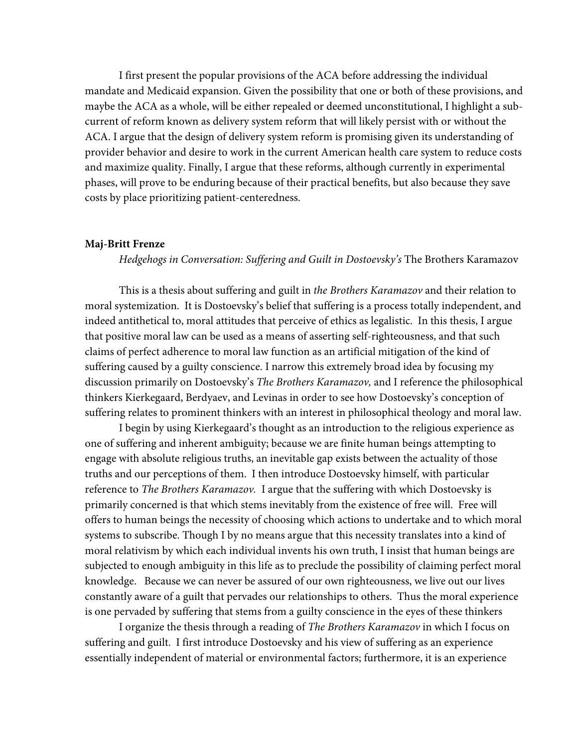I first present the popular provisions of the ACA before addressing the individual mandate and Medicaid expansion. Given the possibility that one or both of these provisions, and maybe the ACA as a whole, will be either repealed or deemed unconstitutional, I highlight a sub-current of reform known as delivery system reform that will likely persist with or without the ACA. I argue that the design of delivery system reform is promising given its understanding of provider behavior and desire to work in the current American health care system to reduce costs and maximize quality. Finally, I argue that these reforms, although currently in experimental phases, will prove to be enduring because of their practical benefits, but also because they save costs by place prioritizing patient-centeredness.

**Maj-Britt Frenze**

*Hedgehogs in Conversation: Suffering and Guilt in Dostoevsky's* The Brothers Karamazov

This is a thesis about suffering and guilt in *the Brothers Karamazov* and their relation to moral systemization. It is Dostoevsky's belief that suffering is a process totally independent, and indeed antithetical to, moral attitudes that perceive of ethics as legalistic. In this thesis, I argue that positive moral law can be used as a means of asserting self-righteousness, and that such claims of perfect adherence to moral law function as an artificial mitigation of the kind of suffering caused by a guilty conscience. I narrow this extremely broad idea by focusing my discussion primarily on Dostoevsky's *The Brothers Karamazov,* and I reference the philosophical thinkers Kierkegaard, Berdyaev, and Levinas in order to see how Dostoevsky's conception of suffering relates to prominent thinkers with an interest in philosophical theology and moral law.

I begin by using Kierkegaard's thought as an introduction to the religious experience as one of suffering and inherent ambiguity; because we are finite human beings attempting to engage with absolute religious truths, an inevitable gap exists between the actuality of those truths and our perceptions of them. I then introduce Dostoevsky himself, with particular reference to *The Brothers Karamazov.* I argue that the suffering with which Dostoevsky is primarily concerned is that which stems inevitably from the existence of free will. Free will offers to human beings the necessity of choosing which actions to undertake and to which moral systems to subscribe. Though I by no means argue that this necessity translates into a kind of moral relativism by which each individual invents his own truth, I insist that human beings are subjected to enough ambiguity in this life as to preclude the possibility of claiming perfect moral knowledge. Because we can never be assured of our own righteousness, we live out our lives constantly aware of a guilt that pervades our relationships to others. Thus the moral experience is one pervaded by suffering that stems from a guilty conscience in the eyes of these thinkers

I organize the thesis through a reading of *The Brothers Karamazov* in which I focus on suffering and guilt. I first introduce Dostoevsky and his view of suffering as an experience essentially independent of material or environmental factors; furthermore, it is an experience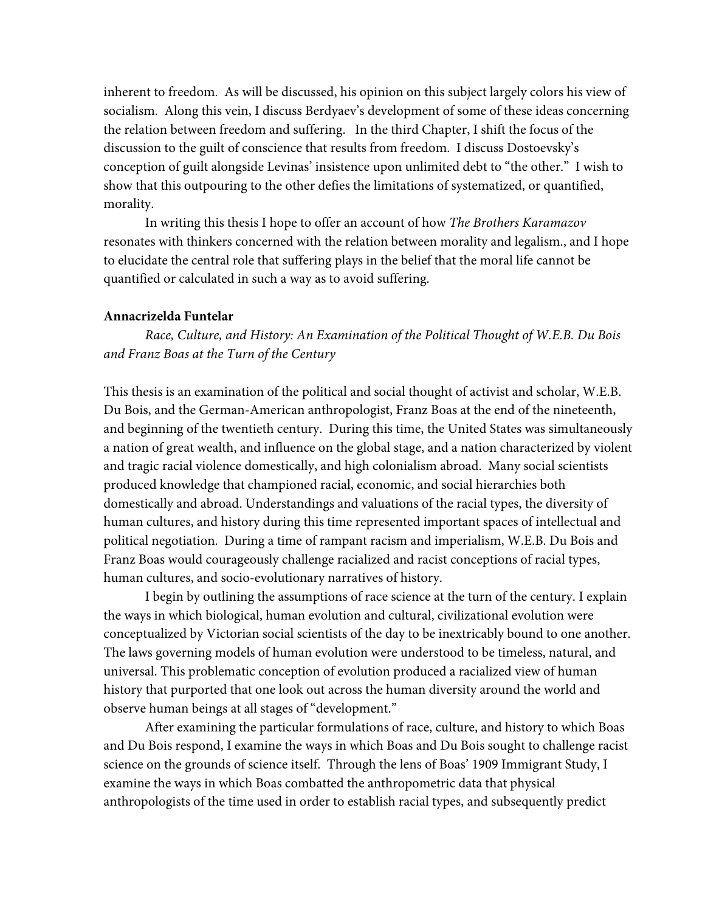inherent to freedom. As will be discussed, his opinion on this subject largely colors his view of socialism. Along this vein, I discuss Berdyaev's development of some of these ideas concerning the relation between freedom and suffering. In the third Chapter, I shift the focus of the discussion to the guilt of conscience that results from freedom. I discuss Dostoevsky's conception of guilt alongside Levinas' insistence upon unlimited debt to "the other." I wish to show that this outpouring to the other defies the limitations of systematized, or quantified, morality.

In writing this thesis I hope to offer an account of how *The Brothers Karamazov* resonates with thinkers concerned with the relation between morality and legalism., and I hope to elucidate the central role that suffering plays in the belief that the moral life cannot be quantified or calculated in such a way as to avoid suffering.

**Annacrizelda Funtelar**

*Race, Culture, and History: An Examination of the Political Thought of W.E.B. Du Bois and Franz Boas at the Turn of the Century*

This thesis is an examination of the political and social thought of activist and scholar, W.E.B. Du Bois, and the German-American anthropologist, Franz Boas at the end of the nineteenth, and beginning of the twentieth century. During this time, the United States was simultaneously a nation of great wealth, and influence on the global stage, and a nation characterized by violent and tragic racial violence domestically, and high colonialism abroad. Many social scientists produced knowledge that championed racial, economic, and social hierarchies both domestically and abroad. Understandings and valuations of the racial types, the diversity of human cultures, and history during this time represented important spaces of intellectual and political negotiation. During a time of rampant racism and imperialism, W.E.B. Du Bois and Franz Boas would courageously challenge racialized and racist conceptions of racial types, human cultures, and socio-evolutionary narratives of history.

I begin by outlining the assumptions of race science at the turn of the century. I explain the ways in which biological, human evolution and cultural, civilizational evolution were conceptualized by Victorian social scientists of the day to be inextricably bound to one another. The laws governing models of human evolution were understood to be timeless, natural, and universal. This problematic conception of evolution produced a racialized view of human history that purported that one look out across the human diversity around the world and observe human beings at all stages of "development."

After examining the particular formulations of race, culture, and history to which Boas and Du Bois respond, I examine the ways in which Boas and Du Bois sought to challenge racist science on the grounds of science itself. Through the lens of Boas' 1909 Immigrant Study, I examine the ways in which Boas combatted the anthropometric data that physical anthropologists of the time used in order to establish racial types, and subsequently predict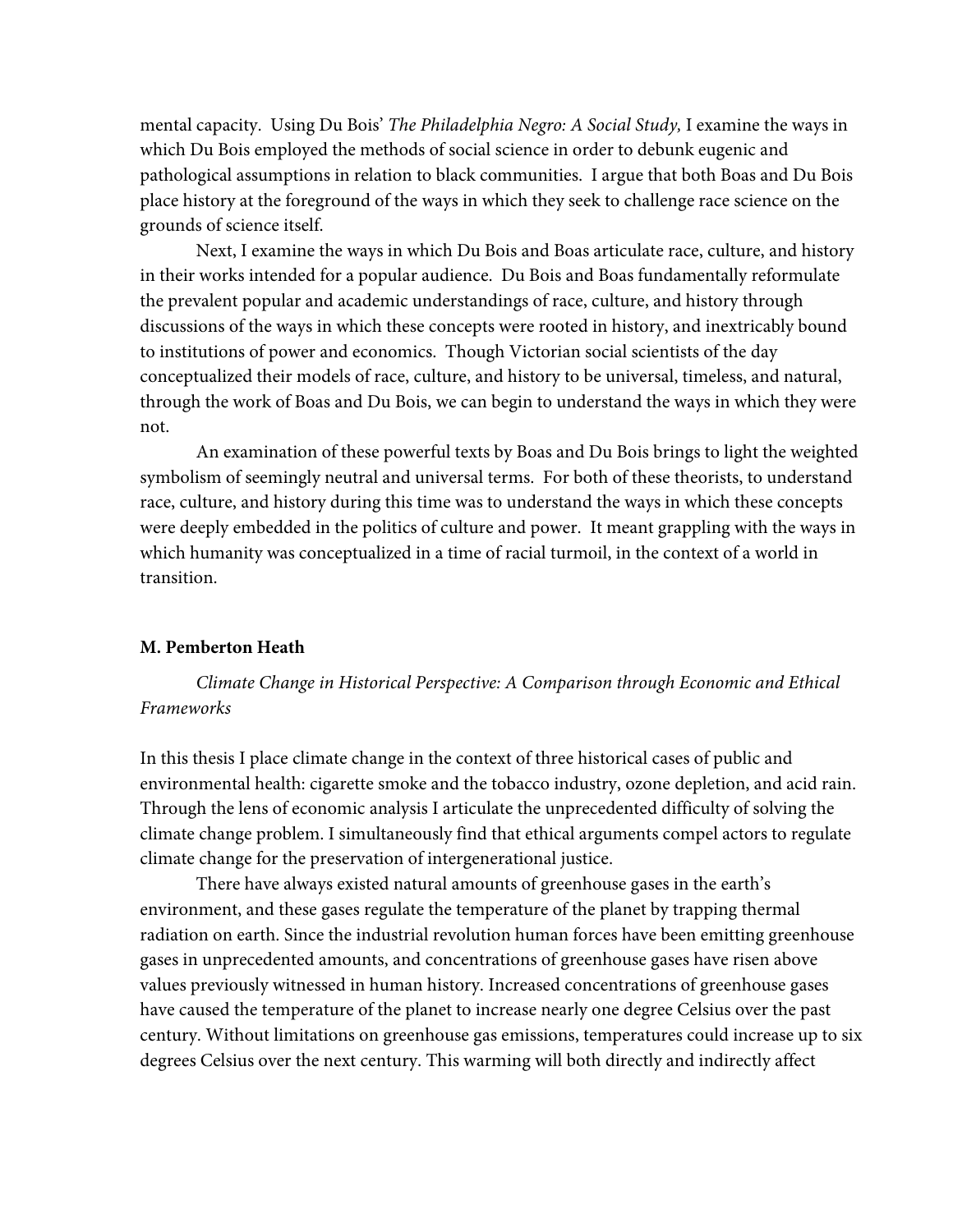mental capacity. Using Du Bois' *The Philadelphia Negro: A Social Study,* I examine the ways in which Du Bois employed the methods of social science in order to debunk eugenic and pathological assumptions in relation to black communities. I argue that both Boas and Du Bois place history at the foreground of the ways in which they seek to challenge race science on the grounds of science itself.

Next, I examine the ways in which Du Bois and Boas articulate race, culture, and history in their works intended for a popular audience. Du Bois and Boas fundamentally reformulate the prevalent popular and academic understandings of race, culture, and history through discussions of the ways in which these concepts were rooted in history, and inextricably bound to institutions of power and economics. Though Victorian social scientists of the day conceptualized their models of race, culture, and history to be universal, timeless, and natural, through the work of Boas and Du Bois, we can begin to understand the ways in which they were not.

An examination of these powerful texts by Boas and Du Bois brings to light the weighted symbolism of seemingly neutral and universal terms. For both of these theorists, to understand race, culture, and history during this time was to understand the ways in which these concepts were deeply embedded in the politics of culture and power. It meant grappling with the ways in which humanity was conceptualized in a time of racial turmoil, in the context of a world in transition.

**M. Pemberton Heath**

*Climate Change in Historical Perspective: A Comparison through Economic and Ethical Frameworks*

In this thesis I place climate change in the context of three historical cases of public and environmental health: cigarette smoke and the tobacco industry, ozone depletion, and acid rain. Through the lens of economic analysis I articulate the unprecedented difficulty of solving the climate change problem. I simultaneously find that ethical arguments compel actors to regulate climate change for the preservation of intergenerational justice.

There have always existed natural amounts of greenhouse gases in the earth's environment, and these gases regulate the temperature of the planet by trapping thermal radiation on earth. Since the industrial revolution human forces have been emitting greenhouse gases in unprecedented amounts, and concentrations of greenhouse gases have risen above values previously witnessed in human history. Increased concentrations of greenhouse gases have caused the temperature of the planet to increase nearly one degree Celsius over the past century. Without limitations on greenhouse gas emissions, temperatures could increase up to six degrees Celsius over the next century. This warming will both directly and indirectly affect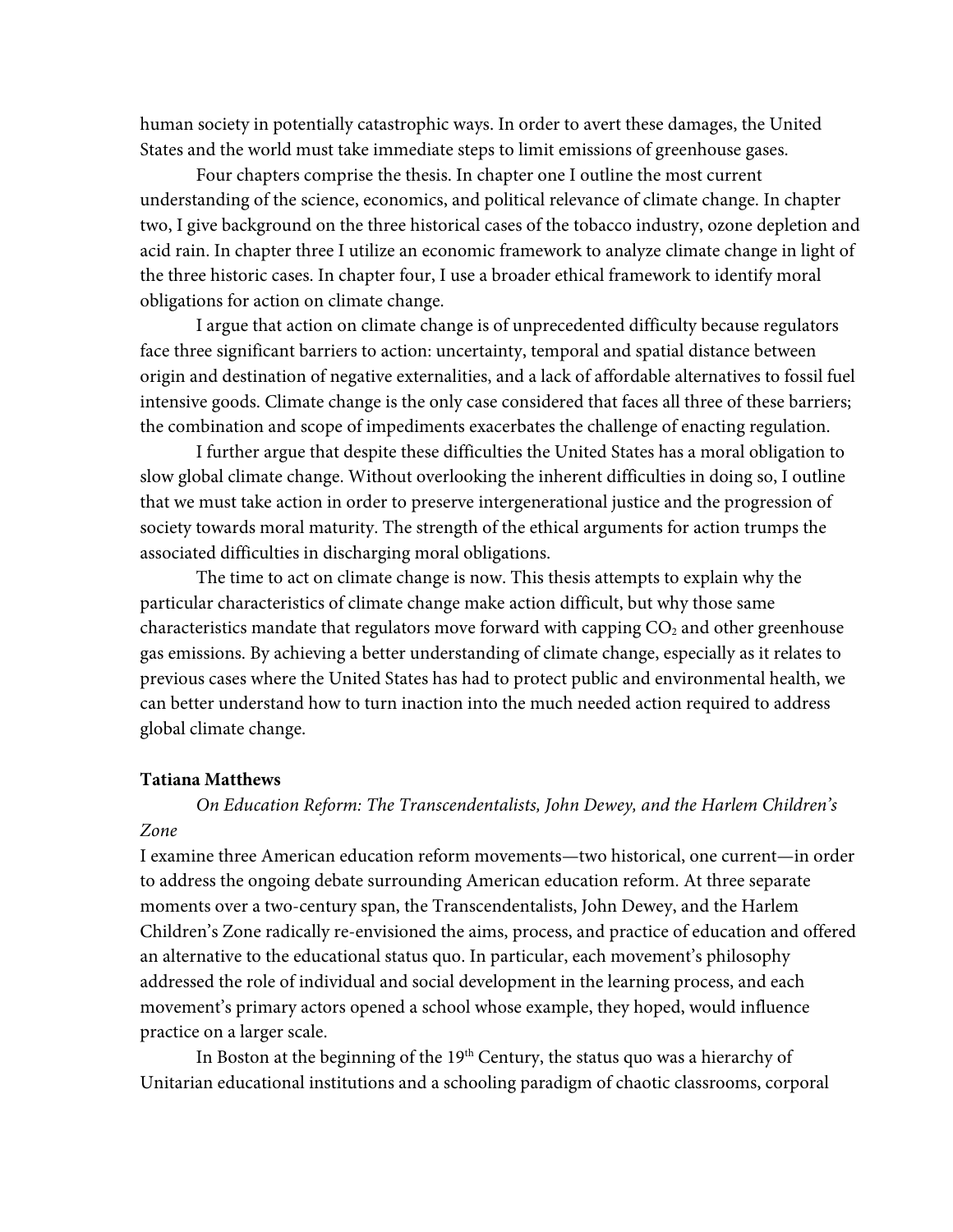human society in potentially catastrophic ways. In order to avert these damages, the United States and the world must take immediate steps to limit emissions of greenhouse gases.

Four chapters comprise the thesis. In chapter one I outline the most current understanding of the science, economics, and political relevance of climate change. In chapter two, I give background on the three historical cases of the tobacco industry, ozone depletion and acid rain. In chapter three I utilize an economic framework to analyze climate change in light of the three historic cases. In chapter four, I use a broader ethical framework to identify moral obligations for action on climate change.

I argue that action on climate change is of unprecedented difficulty because regulators face three significant barriers to action: uncertainty, temporal and spatial distance between origin and destination of negative externalities, and a lack of affordable alternatives to fossil fuel intensive goods. Climate change is the only case considered that faces all three of these barriers; the combination and scope of impediments exacerbates the challenge of enacting regulation.

I further argue that despite these difficulties the United States has a moral obligation to slow global climate change. Without overlooking the inherent difficulties in doing so, I outline that we must take action in order to preserve intergenerational justice and the progression of society towards moral maturity. The strength of the ethical arguments for action trumps the associated difficulties in discharging moral obligations.

The time to act on climate change is now. This thesis attempts to explain why the particular characteristics of climate change make action difficult, but why those same characteristics mandate that regulators move forward with capping $CO_2$ and other greenhouse gas emissions. By achieving a better understanding of climate change, especially as it relates to previous cases where the United States has had to protect public and environmental health, we can better understand how to turn inaction into the much needed action required to address global climate change.

**Tatiana Matthews**

*On Education Reform: The Transcendentalists, John Dewey, and the Harlem Children's Zone*

I examine three American education reform movements—two historical, one current—in order to address the ongoing debate surrounding American education reform. At three separate moments over a two-century span, the Transcendentalists, John Dewey, and the Harlem Children's Zone radically re-envisioned the aims, process, and practice of education and offered an alternative to the educational status quo. In particular, each movement's philosophy addressed the role of individual and social development in the learning process, and each movement's primary actors opened a school whose example, they hoped, would influence practice on a larger scale.

In Boston at the beginning of the 19th Century, the status quo was a hierarchy of Unitarian educational institutions and a schooling paradigm of chaotic classrooms, corporal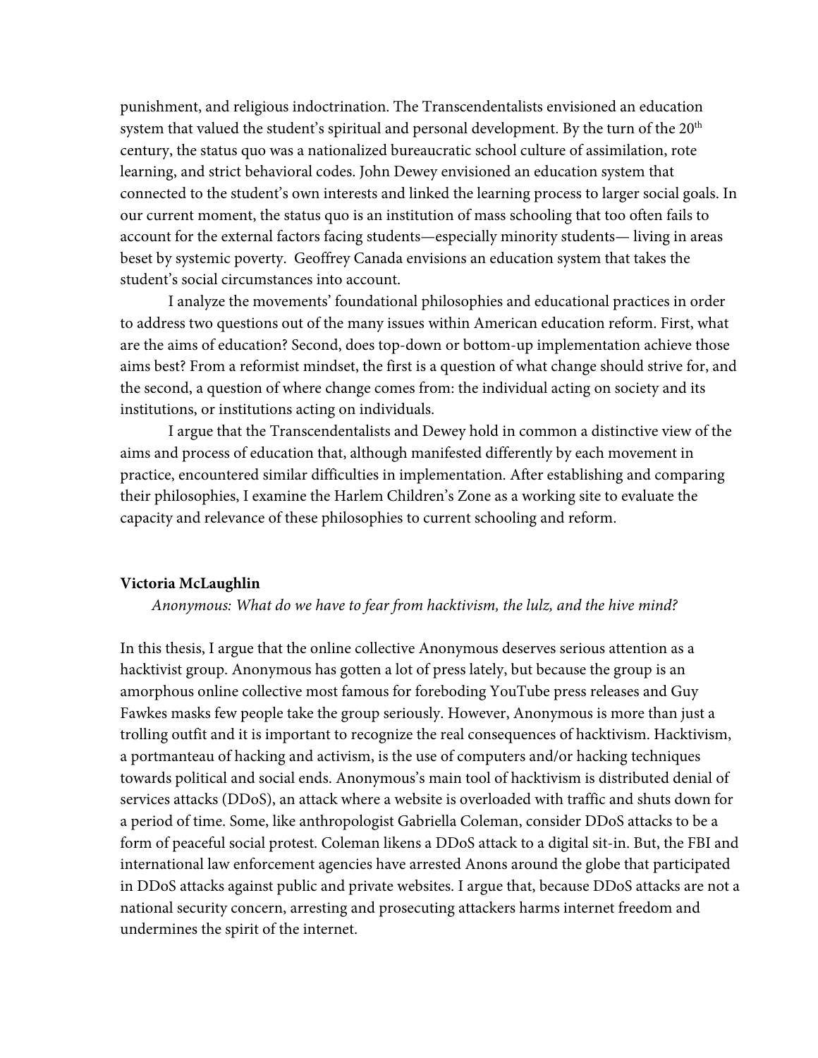punishment, and religious indoctrination. The Transcendentalists envisioned an education system that valued the student's spiritual and personal development. By the turn of the 20th century, the status quo was a nationalized bureaucratic school culture of assimilation, rote learning, and strict behavioral codes. John Dewey envisioned an education system that connected to the student's own interests and linked the learning process to larger social goals. In our current moment, the status quo is an institution of mass schooling that too often fails to account for the external factors facing students—especially minority students— living in areas beset by systemic poverty. Geoffrey Canada envisions an education system that takes the student's social circumstances into account.

I analyze the movements' foundational philosophies and educational practices in order to address two questions out of the many issues within American education reform. First, what are the aims of education? Second, does top-down or bottom-up implementation achieve those aims best? From a reformist mindset, the first is a question of what change should strive for, and the second, a question of where change comes from: the individual acting on society and its institutions, or institutions acting on individuals.

I argue that the Transcendentalists and Dewey hold in common a distinctive view of the aims and process of education that, although manifested differently by each movement in practice, encountered similar difficulties in implementation. After establishing and comparing their philosophies, I examine the Harlem Children's Zone as a working site to evaluate the capacity and relevance of these philosophies to current schooling and reform.

**Victoria McLaughlin**

*Anonymous: What do we have to fear from hacktivism, the lulz, and the hive mind?*

In this thesis, I argue that the online collective Anonymous deserves serious attention as a hacktivist group. Anonymous has gotten a lot of press lately, but because the group is an amorphous online collective most famous for foreboding YouTube press releases and Guy Fawkes masks few people take the group seriously. However, Anonymous is more than just a trolling outfit and it is important to recognize the real consequences of hacktivism. Hacktivism, a portmanteau of hacking and activism, is the use of computers and/or hacking techniques towards political and social ends. Anonymous's main tool of hacktivism is distributed denial of services attacks (DDoS), an attack where a website is overloaded with traffic and shuts down for a period of time. Some, like anthropologist Gabriella Coleman, consider DDoS attacks to be a form of peaceful social protest. Coleman likens a DDoS attack to a digital sit-in. But, the FBI and international law enforcement agencies have arrested Anons around the globe that participated in DDoS attacks against public and private websites. I argue that, because DDoS attacks are not a national security concern, arresting and prosecuting attackers harms internet freedom and undermines the spirit of the internet.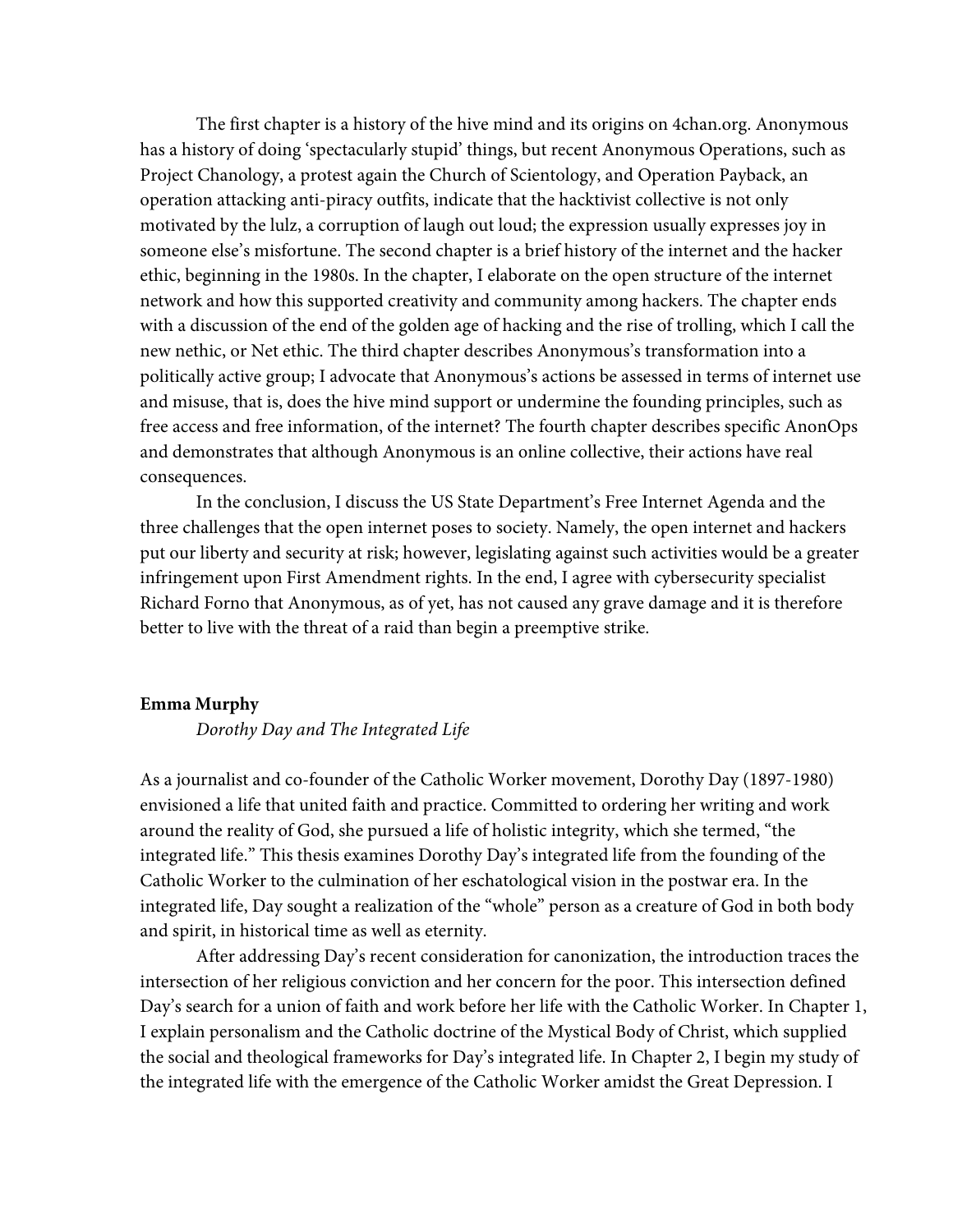The first chapter is a history of the hive mind and its origins on 4chan.org. Anonymous has a history of doing 'spectacularly stupid' things, but recent Anonymous Operations, such as Project Chanology, a protest again the Church of Scientology, and Operation Payback, an operation attacking anti-piracy outfits, indicate that the hacktivist collective is not only motivated by the lulz, a corruption of laugh out loud; the expression usually expresses joy in someone else's misfortune. The second chapter is a brief history of the internet and the hacker ethic, beginning in the 1980s. In the chapter, I elaborate on the open structure of the internet network and how this supported creativity and community among hackers. The chapter ends with a discussion of the end of the golden age of hacking and the rise of trolling, which I call the new nethic, or Net ethic. The third chapter describes Anonymous's transformation into a politically active group; I advocate that Anonymous's actions be assessed in terms of internet use and misuse, that is, does the hive mind support or undermine the founding principles, such as free access and free information, of the internet? The fourth chapter describes specific AnonOps and demonstrates that although Anonymous is an online collective, their actions have real consequences.

In the conclusion, I discuss the US State Department's Free Internet Agenda and the three challenges that the open internet poses to society. Namely, the open internet and hackers put our liberty and security at risk; however, legislating against such activities would be a greater infringement upon First Amendment rights. In the end, I agree with cybersecurity specialist Richard Forno that Anonymous, as of yet, has not caused any grave damage and it is therefore better to live with the threat of a raid than begin a preemptive strike.

**Emma Murphy**

*Dorothy Day and The Integrated Life*

As a journalist and co-founder of the Catholic Worker movement, Dorothy Day (1897-1980) envisioned a life that united faith and practice. Committed to ordering her writing and work around the reality of God, she pursued a life of holistic integrity, which she termed, "the integrated life." This thesis examines Dorothy Day's integrated life from the founding of the Catholic Worker to the culmination of her eschatological vision in the postwar era. In the integrated life, Day sought a realization of the "whole" person as a creature of God in both body and spirit, in historical time as well as eternity.

After addressing Day's recent consideration for canonization, the introduction traces the intersection of her religious conviction and her concern for the poor. This intersection defined Day's search for a union of faith and work before her life with the Catholic Worker. In Chapter 1, I explain personalism and the Catholic doctrine of the Mystical Body of Christ, which supplied the social and theological frameworks for Day's integrated life. In Chapter 2, I begin my study of the integrated life with the emergence of the Catholic Worker amidst the Great Depression. I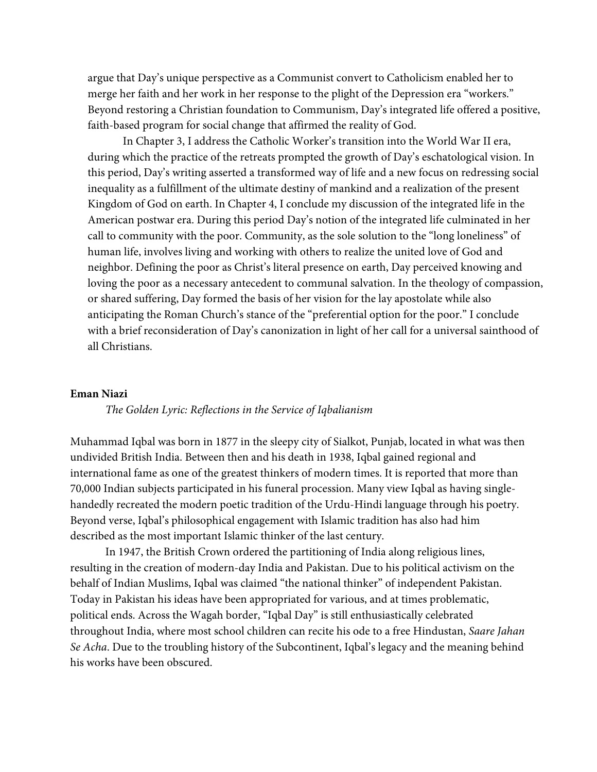argue that Day's unique perspective as a Communist convert to Catholicism enabled her to merge her faith and her work in her response to the plight of the Depression era "workers." Beyond restoring a Christian foundation to Communism, Day's integrated life offered a positive, faith-based program for social change that affirmed the reality of God.

In Chapter 3, I address the Catholic Worker's transition into the World War II era, during which the practice of the retreats prompted the growth of Day's eschatological vision. In this period, Day's writing asserted a transformed way of life and a new focus on redressing social inequality as a fulfillment of the ultimate destiny of mankind and a realization of the present Kingdom of God on earth. In Chapter 4, I conclude my discussion of the integrated life in the American postwar era. During this period Day's notion of the integrated life culminated in her call to community with the poor. Community, as the sole solution to the "long loneliness" of human life, involves living and working with others to realize the united love of God and neighbor. Defining the poor as Christ's literal presence on earth, Day perceived knowing and loving the poor as a necessary antecedent to communal salvation. In the theology of compassion, or shared suffering, Day formed the basis of her vision for the lay apostolate while also anticipating the Roman Church's stance of the "preferential option for the poor." I conclude with a brief reconsideration of Day's canonization in light of her call for a universal sainthood of all Christians.

**Eman Niazi**

*The Golden Lyric: Reflections in the Service of Iqbalianism*

Muhammad Iqbal was born in 1877 in the sleepy city of Sialkot, Punjab, located in what was then undivided British India. Between then and his death in 1938, Iqbal gained regional and international fame as one of the greatest thinkers of modern times. It is reported that more than 70,000 Indian subjects participated in his funeral procession. Many view Iqbal as having single-handedly recreated the modern poetic tradition of the Urdu-Hindi language through his poetry. Beyond verse, Iqbal's philosophical engagement with Islamic tradition has also had him described as the most important Islamic thinker of the last century.

In 1947, the British Crown ordered the partitioning of India along religious lines, resulting in the creation of modern-day India and Pakistan. Due to his political activism on the behalf of Indian Muslims, Iqbal was claimed "the national thinker" of independent Pakistan. Today in Pakistan his ideas have been appropriated for various, and at times problematic, political ends. Across the Wagah border, "Iqbal Day" is still enthusiastically celebrated throughout India, where most school children can recite his ode to a free Hindustan, *Saare Jahan Se Acha*. Due to the troubling history of the Subcontinent, Iqbal's legacy and the meaning behind his works have been obscured.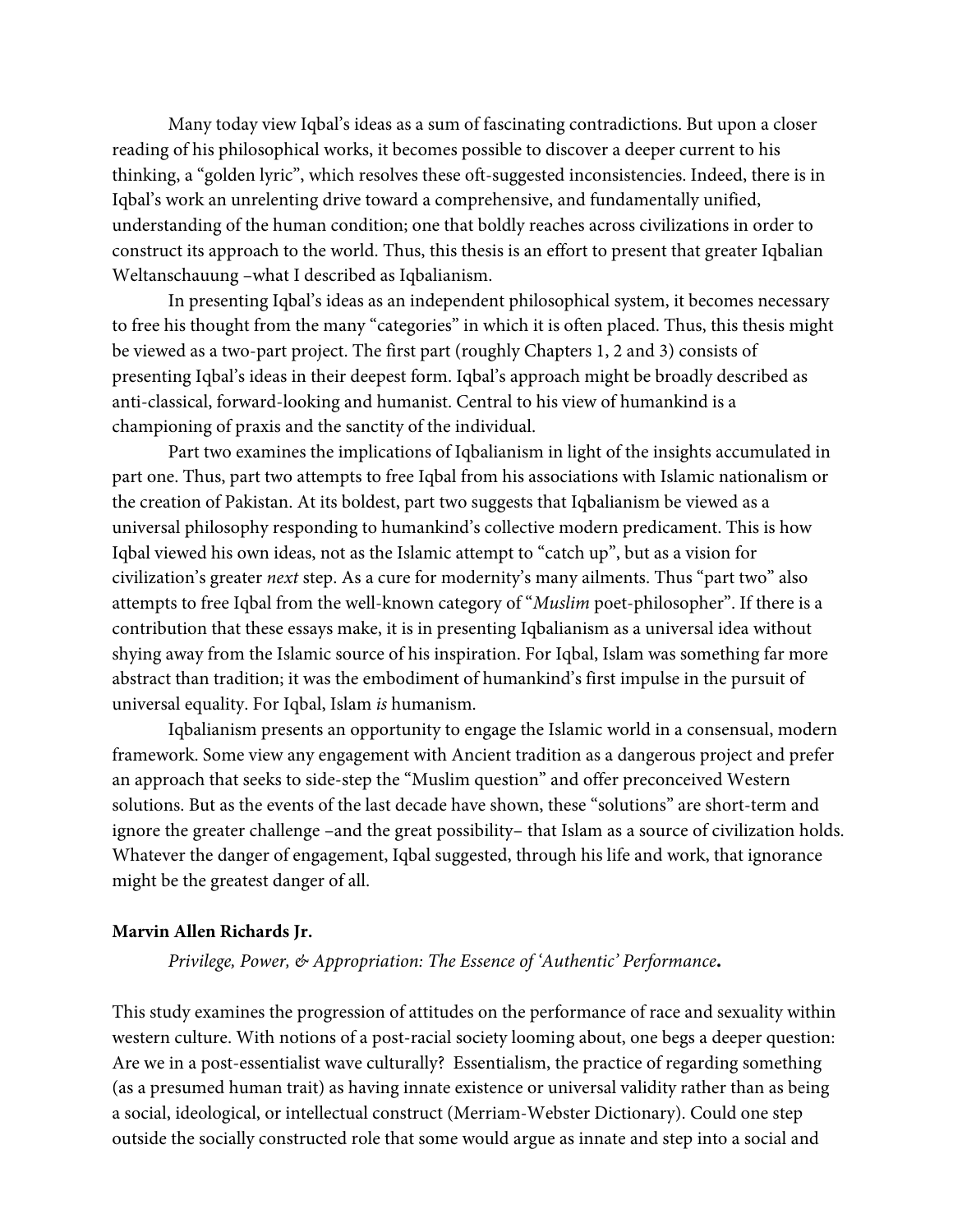Many today view Iqbal's ideas as a sum of fascinating contradictions. But upon a closer reading of his philosophical works, it becomes possible to discover a deeper current to his thinking, a "golden lyric", which resolves these oft-suggested inconsistencies. Indeed, there is in Iqbal's work an unrelenting drive toward a comprehensive, and fundamentally unified, understanding of the human condition; one that boldly reaches across civilizations in order to construct its approach to the world. Thus, this thesis is an effort to present that greater Iqbalian Weltanschauung –what I described as Iqbalianism.

In presenting Iqbal's ideas as an independent philosophical system, it becomes necessary to free his thought from the many "categories" in which it is often placed. Thus, this thesis might be viewed as a two-part project. The first part (roughly Chapters 1, 2 and 3) consists of presenting Iqbal's ideas in their deepest form. Iqbal's approach might be broadly described as anti-classical, forward-looking and humanist. Central to his view of humankind is a championing of praxis and the sanctity of the individual.

Part two examines the implications of Iqbalianism in light of the insights accumulated in part one. Thus, part two attempts to free Iqbal from his associations with Islamic nationalism or the creation of Pakistan. At its boldest, part two suggests that Iqbalianism be viewed as a universal philosophy responding to humankind's collective modern predicament. This is how Iqbal viewed his own ideas, not as the Islamic attempt to "catch up", but as a vision for civilization's greater *next* step. As a cure for modernity's many ailments. Thus "part two" also attempts to free Iqbal from the well-known category of "*Muslim* poet-philosopher". If there is a contribution that these essays make, it is in presenting Iqbalianism as a universal idea without shying away from the Islamic source of his inspiration. For Iqbal, Islam was something far more abstract than tradition; it was the embodiment of humankind's first impulse in the pursuit of universal equality. For Iqbal, Islam *is* humanism.

Iqbalianism presents an opportunity to engage the Islamic world in a consensual, modern framework. Some view any engagement with Ancient tradition as a dangerous project and prefer an approach that seeks to side-step the "Muslim question" and offer preconceived Western solutions. But as the events of the last decade have shown, these "solutions" are short-term and ignore the greater challenge –and the great possibility– that Islam as a source of civilization holds. Whatever the danger of engagement, Iqbal suggested, through his life and work, that ignorance might be the greatest danger of all.

**Marvin Allen Richards Jr.**

*Privilege, Power, & Appropriation: The Essence of 'Authentic' Performance***.**

This study examines the progression of attitudes on the performance of race and sexuality within western culture. With notions of a post-racial society looming about, one begs a deeper question: Are we in a post-essentialist wave culturally? Essentialism, the practice of regarding something (as a presumed human trait) as having innate existence or universal validity rather than as being a social, ideological, or intellectual construct (Merriam-Webster Dictionary). Could one step outside the socially constructed role that some would argue as innate and step into a social and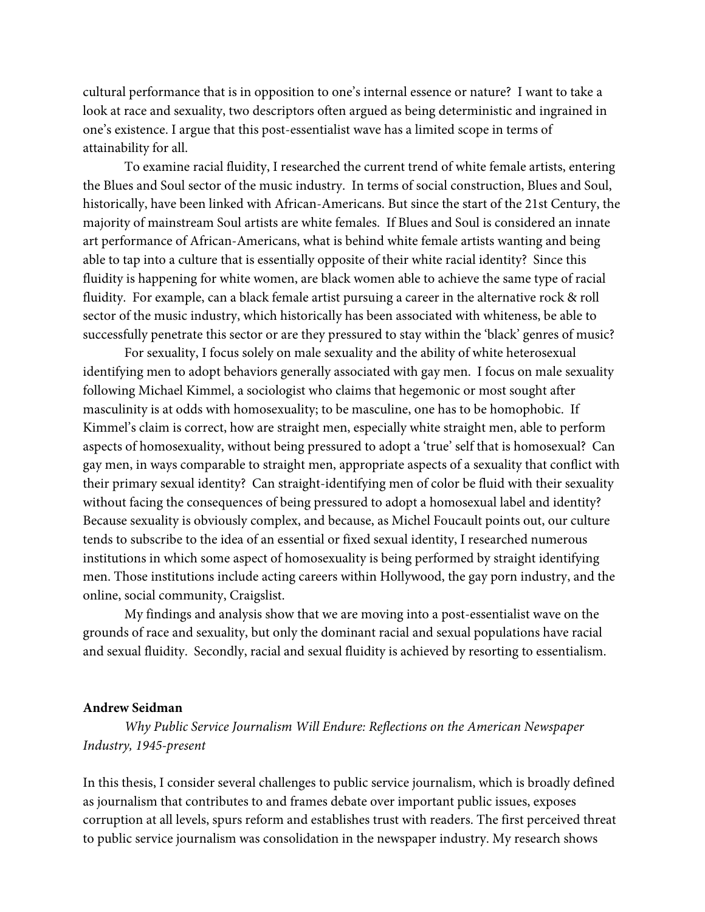cultural performance that is in opposition to one's internal essence or nature? I want to take a look at race and sexuality, two descriptors often argued as being deterministic and ingrained in one's existence. I argue that this post-essentialist wave has a limited scope in terms of attainability for all.

To examine racial fluidity, I researched the current trend of white female artists, entering the Blues and Soul sector of the music industry. In terms of social construction, Blues and Soul, historically, have been linked with African-Americans. But since the start of the 21st Century, the majority of mainstream Soul artists are white females. If Blues and Soul is considered an innate art performance of African-Americans, what is behind white female artists wanting and being able to tap into a culture that is essentially opposite of their white racial identity? Since this fluidity is happening for white women, are black women able to achieve the same type of racial fluidity. For example, can a black female artist pursuing a career in the alternative rock & roll sector of the music industry, which historically has been associated with whiteness, be able to successfully penetrate this sector or are they pressured to stay within the 'black' genres of music?

For sexuality, I focus solely on male sexuality and the ability of white heterosexual identifying men to adopt behaviors generally associated with gay men. I focus on male sexuality following Michael Kimmel, a sociologist who claims that hegemonic or most sought after masculinity is at odds with homosexuality; to be masculine, one has to be homophobic. If Kimmel's claim is correct, how are straight men, especially white straight men, able to perform aspects of homosexuality, without being pressured to adopt a 'true' self that is homosexual? Can gay men, in ways comparable to straight men, appropriate aspects of a sexuality that conflict with their primary sexual identity? Can straight-identifying men of color be fluid with their sexuality without facing the consequences of being pressured to adopt a homosexual label and identity? Because sexuality is obviously complex, and because, as Michel Foucault points out, our culture tends to subscribe to the idea of an essential or fixed sexual identity, I researched numerous institutions in which some aspect of homosexuality is being performed by straight identifying men. Those institutions include acting careers within Hollywood, the gay porn industry, and the online, social community, Craigslist.

My findings and analysis show that we are moving into a post-essentialist wave on the grounds of race and sexuality, but only the dominant racial and sexual populations have racial and sexual fluidity. Secondly, racial and sexual fluidity is achieved by resorting to essentialism.

**Andrew Seidman**

*Why Public Service Journalism Will Endure: Reflections on the American Newspaper Industry, 1945-present*

In this thesis, I consider several challenges to public service journalism, which is broadly defined as journalism that contributes to and frames debate over important public issues, exposes corruption at all levels, spurs reform and establishes trust with readers. The first perceived threat to public service journalism was consolidation in the newspaper industry. My research shows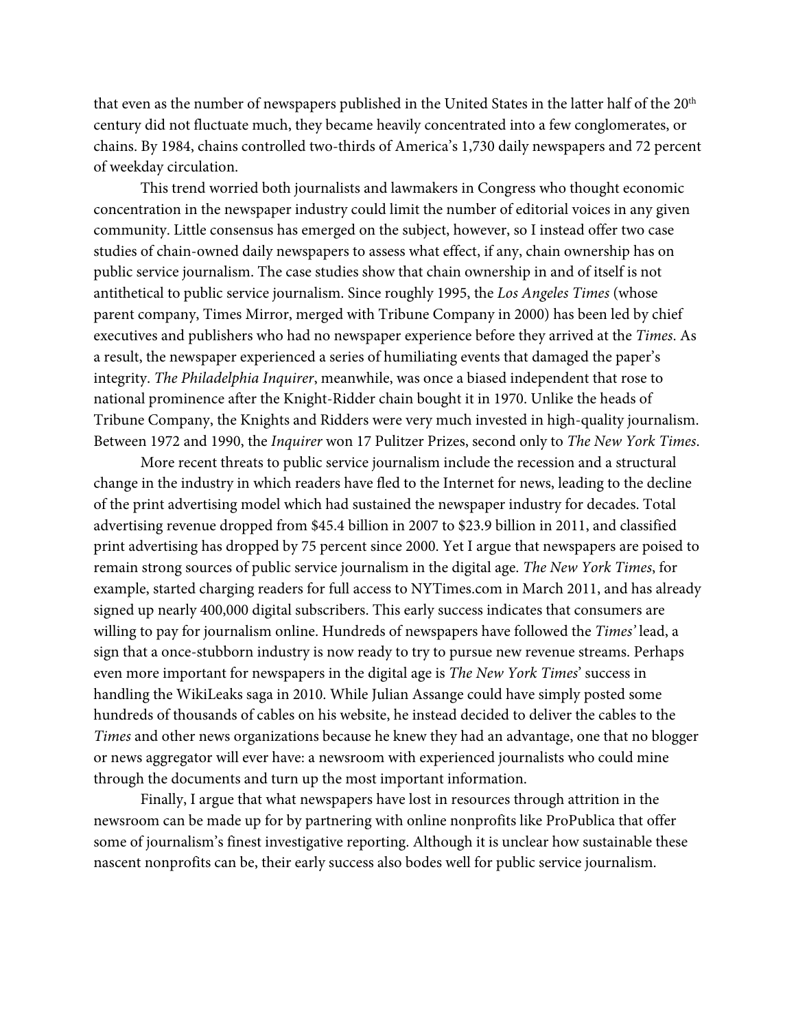that even as the number of newspapers published in the United States in the latter half of the 20th century did not fluctuate much, they became heavily concentrated into a few conglomerates, or chains. By 1984, chains controlled two-thirds of America's 1,730 daily newspapers and 72 percent of weekday circulation.

This trend worried both journalists and lawmakers in Congress who thought economic concentration in the newspaper industry could limit the number of editorial voices in any given community. Little consensus has emerged on the subject, however, so I instead offer two case studies of chain-owned daily newspapers to assess what effect, if any, chain ownership has on public service journalism. The case studies show that chain ownership in and of itself is not antithetical to public service journalism. Since roughly 1995, the *Los Angeles Times* (whose parent company, Times Mirror, merged with Tribune Company in 2000) has been led by chief executives and publishers who had no newspaper experience before they arrived at the *Times*. As a result, the newspaper experienced a series of humiliating events that damaged the paper's integrity. *The Philadelphia Inquirer*, meanwhile, was once a biased independent that rose to national prominence after the Knight-Ridder chain bought it in 1970. Unlike the heads of Tribune Company, the Knights and Ridders were very much invested in high-quality journalism. Between 1972 and 1990, the *Inquirer* won 17 Pulitzer Prizes, second only to *The New York Times*.

More recent threats to public service journalism include the recession and a structural change in the industry in which readers have fled to the Internet for news, leading to the decline of the print advertising model which had sustained the newspaper industry for decades. Total advertising revenue dropped from $45.4 billion in 2007 to $23.9 billion in 2011, and classified print advertising has dropped by 75 percent since 2000. Yet I argue that newspapers are poised to remain strong sources of public service journalism in the digital age. *The New York Times*, for example, started charging readers for full access to NYTimes.com in March 2011, and has already signed up nearly 400,000 digital subscribers. This early success indicates that consumers are willing to pay for journalism online. Hundreds of newspapers have followed the *Times'* lead, a sign that a once-stubborn industry is now ready to try to pursue new revenue streams. Perhaps even more important for newspapers in the digital age is *The New York Times*' success in handling the WikiLeaks saga in 2010. While Julian Assange could have simply posted some hundreds of thousands of cables on his website, he instead decided to deliver the cables to the *Times* and other news organizations because he knew they had an advantage, one that no blogger or news aggregator will ever have: a newsroom with experienced journalists who could mine through the documents and turn up the most important information.

Finally, I argue that what newspapers have lost in resources through attrition in the newsroom can be made up for by partnering with online nonprofits like ProPublica that offer some of journalism's finest investigative reporting. Although it is unclear how sustainable these nascent nonprofits can be, their early success also bodes well for public service journalism.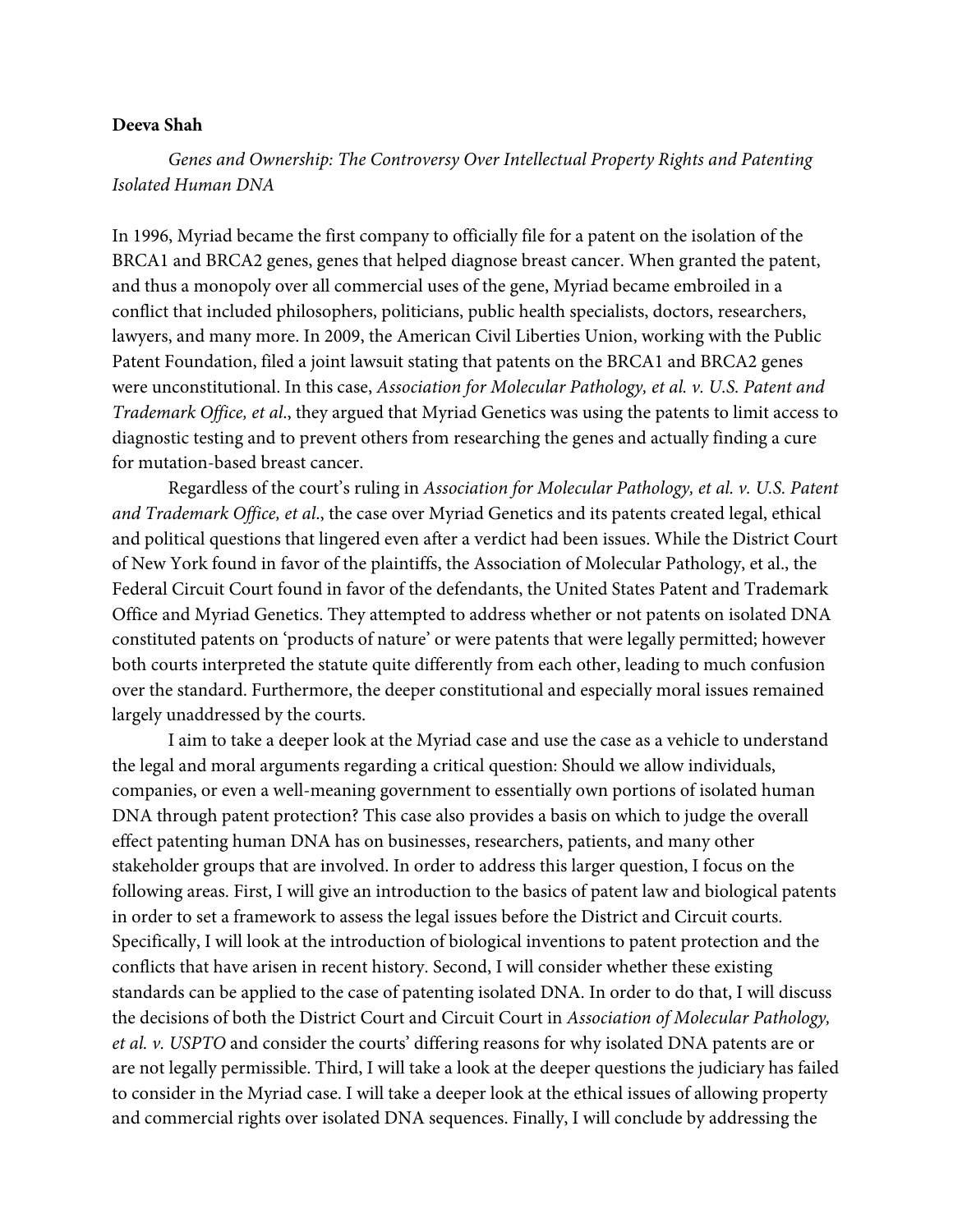**Deeva Shah**

*Genes and Ownership: The Controversy Over Intellectual Property Rights and Patenting Isolated Human DNA*

In 1996, Myriad became the first company to officially file for a patent on the isolation of the BRCA1 and BRCA2 genes, genes that helped diagnose breast cancer. When granted the patent, and thus a monopoly over all commercial uses of the gene, Myriad became embroiled in a conflict that included philosophers, politicians, public health specialists, doctors, researchers, lawyers, and many more. In 2009, the American Civil Liberties Union, working with the Public Patent Foundation, filed a joint lawsuit stating that patents on the BRCA1 and BRCA2 genes were unconstitutional. In this case, *Association for Molecular Pathology, et al. v. U.S. Patent and Trademark Office, et al.*, they argued that Myriad Genetics was using the patents to limit access to diagnostic testing and to prevent others from researching the genes and actually finding a cure for mutation-based breast cancer.

Regardless of the court's ruling in *Association for Molecular Pathology, et al. v. U.S. Patent and Trademark Office, et al.*, the case over Myriad Genetics and its patents created legal, ethical and political questions that lingered even after a verdict had been issues. While the District Court of New York found in favor of the plaintiffs, the Association of Molecular Pathology, et al., the Federal Circuit Court found in favor of the defendants, the United States Patent and Trademark Office and Myriad Genetics. They attempted to address whether or not patents on isolated DNA constituted patents on 'products of nature' or were patents that were legally permitted; however both courts interpreted the statute quite differently from each other, leading to much confusion over the standard. Furthermore, the deeper constitutional and especially moral issues remained largely unaddressed by the courts.

I aim to take a deeper look at the Myriad case and use the case as a vehicle to understand the legal and moral arguments regarding a critical question: Should we allow individuals, companies, or even a well-meaning government to essentially own portions of isolated human DNA through patent protection? This case also provides a basis on which to judge the overall effect patenting human DNA has on businesses, researchers, patients, and many other stakeholder groups that are involved. In order to address this larger question, I focus on the following areas. First, I will give an introduction to the basics of patent law and biological patents in order to set a framework to assess the legal issues before the District and Circuit courts. Specifically, I will look at the introduction of biological inventions to patent protection and the conflicts that have arisen in recent history. Second, I will consider whether these existing standards can be applied to the case of patenting isolated DNA. In order to do that, I will discuss the decisions of both the District Court and Circuit Court in *Association of Molecular Pathology, et al. v. USPTO* and consider the courts' differing reasons for why isolated DNA patents are or are not legally permissible. Third, I will take a look at the deeper questions the judiciary has failed to consider in the Myriad case. I will take a deeper look at the ethical issues of allowing property and commercial rights over isolated DNA sequences. Finally, I will conclude by addressing the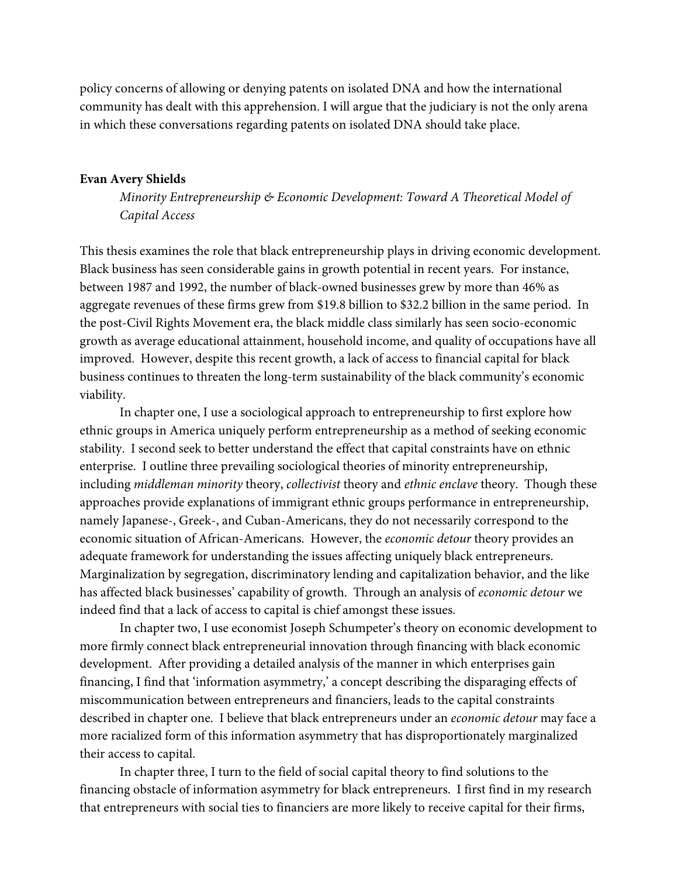policy concerns of allowing or denying patents on isolated DNA and how the international community has dealt with this apprehension. I will argue that the judiciary is not the only arena in which these conversations regarding patents on isolated DNA should take place.

**Evan Avery Shields**

*Minority Entrepreneurship & Economic Development: Toward A Theoretical Model of Capital Access*

This thesis examines the role that black entrepreneurship plays in driving economic development. Black business has seen considerable gains in growth potential in recent years. For instance, between 1987 and 1992, the number of black-owned businesses grew by more than 46% as aggregate revenues of these firms grew from $19.8 billion to $32.2 billion in the same period. In the post-Civil Rights Movement era, the black middle class similarly has seen socio-economic growth as average educational attainment, household income, and quality of occupations have all improved. However, despite this recent growth, a lack of access to financial capital for black business continues to threaten the long-term sustainability of the black community's economic viability.

In chapter one, I use a sociological approach to entrepreneurship to first explore how ethnic groups in America uniquely perform entrepreneurship as a method of seeking economic stability. I second seek to better understand the effect that capital constraints have on ethnic enterprise. I outline three prevailing sociological theories of minority entrepreneurship, including *middleman minority* theory, *collectivist* theory and *ethnic enclave* theory. Though these approaches provide explanations of immigrant ethnic groups performance in entrepreneurship, namely Japanese-, Greek-, and Cuban-Americans, they do not necessarily correspond to the economic situation of African-Americans. However, the *economic detour* theory provides an adequate framework for understanding the issues affecting uniquely black entrepreneurs. Marginalization by segregation, discriminatory lending and capitalization behavior, and the like has affected black businesses' capability of growth. Through an analysis of *economic detour* we indeed find that a lack of access to capital is chief amongst these issues.

In chapter two, I use economist Joseph Schumpeter's theory on economic development to more firmly connect black entrepreneurial innovation through financing with black economic development. After providing a detailed analysis of the manner in which enterprises gain financing, I find that 'information asymmetry,' a concept describing the disparaging effects of miscommunication between entrepreneurs and financiers, leads to the capital constraints described in chapter one. I believe that black entrepreneurs under an *economic detour* may face a more racialized form of this information asymmetry that has disproportionately marginalized their access to capital.

In chapter three, I turn to the field of social capital theory to find solutions to the financing obstacle of information asymmetry for black entrepreneurs. I first find in my research that entrepreneurs with social ties to financiers are more likely to receive capital for their firms,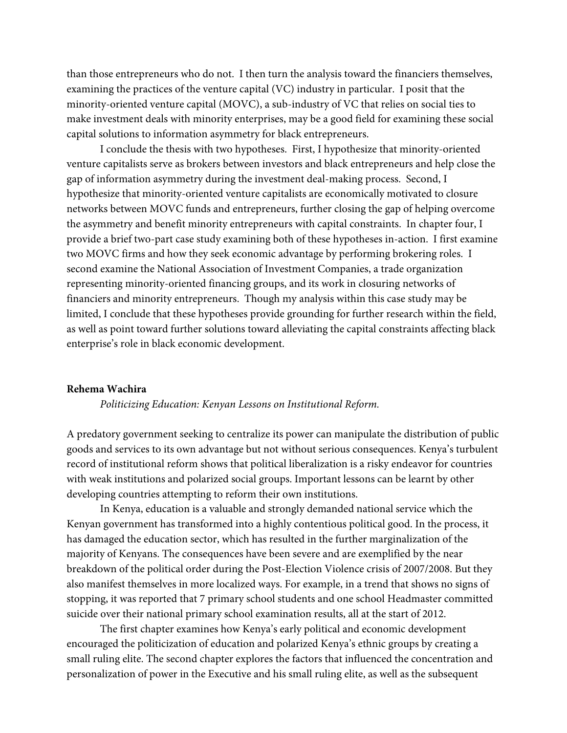than those entrepreneurs who do not. I then turn the analysis toward the financiers themselves, examining the practices of the venture capital (VC) industry in particular. I posit that the minority-oriented venture capital (MOVC), a sub-industry of VC that relies on social ties to make investment deals with minority enterprises, may be a good field for examining these social capital solutions to information asymmetry for black entrepreneurs.

I conclude the thesis with two hypotheses. First, I hypothesize that minority-oriented venture capitalists serve as brokers between investors and black entrepreneurs and help close the gap of information asymmetry during the investment deal-making process. Second, I hypothesize that minority-oriented venture capitalists are economically motivated to closure networks between MOVC funds and entrepreneurs, further closing the gap of helping overcome the asymmetry and benefit minority entrepreneurs with capital constraints. In chapter four, I provide a brief two-part case study examining both of these hypotheses in-action. I first examine two MOVC firms and how they seek economic advantage by performing brokering roles. I second examine the National Association of Investment Companies, a trade organization representing minority-oriented financing groups, and its work in closuring networks of financiers and minority entrepreneurs. Though my analysis within this case study may be limited, I conclude that these hypotheses provide grounding for further research within the field, as well as point toward further solutions toward alleviating the capital constraints affecting black enterprise's role in black economic development.

**Rehema Wachira**

*Politicizing Education: Kenyan Lessons on Institutional Reform.*

A predatory government seeking to centralize its power can manipulate the distribution of public goods and services to its own advantage but not without serious consequences. Kenya's turbulent record of institutional reform shows that political liberalization is a risky endeavor for countries with weak institutions and polarized social groups. Important lessons can be learnt by other developing countries attempting to reform their own institutions.

In Kenya, education is a valuable and strongly demanded national service which the Kenyan government has transformed into a highly contentious political good. In the process, it has damaged the education sector, which has resulted in the further marginalization of the majority of Kenyans. The consequences have been severe and are exemplified by the near breakdown of the political order during the Post-Election Violence crisis of 2007/2008. But they also manifest themselves in more localized ways. For example, in a trend that shows no signs of stopping, it was reported that 7 primary school students and one school Headmaster committed suicide over their national primary school examination results, all at the start of 2012.

The first chapter examines how Kenya's early political and economic development encouraged the politicization of education and polarized Kenya's ethnic groups by creating a small ruling elite. The second chapter explores the factors that influenced the concentration and personalization of power in the Executive and his small ruling elite, as well as the subsequent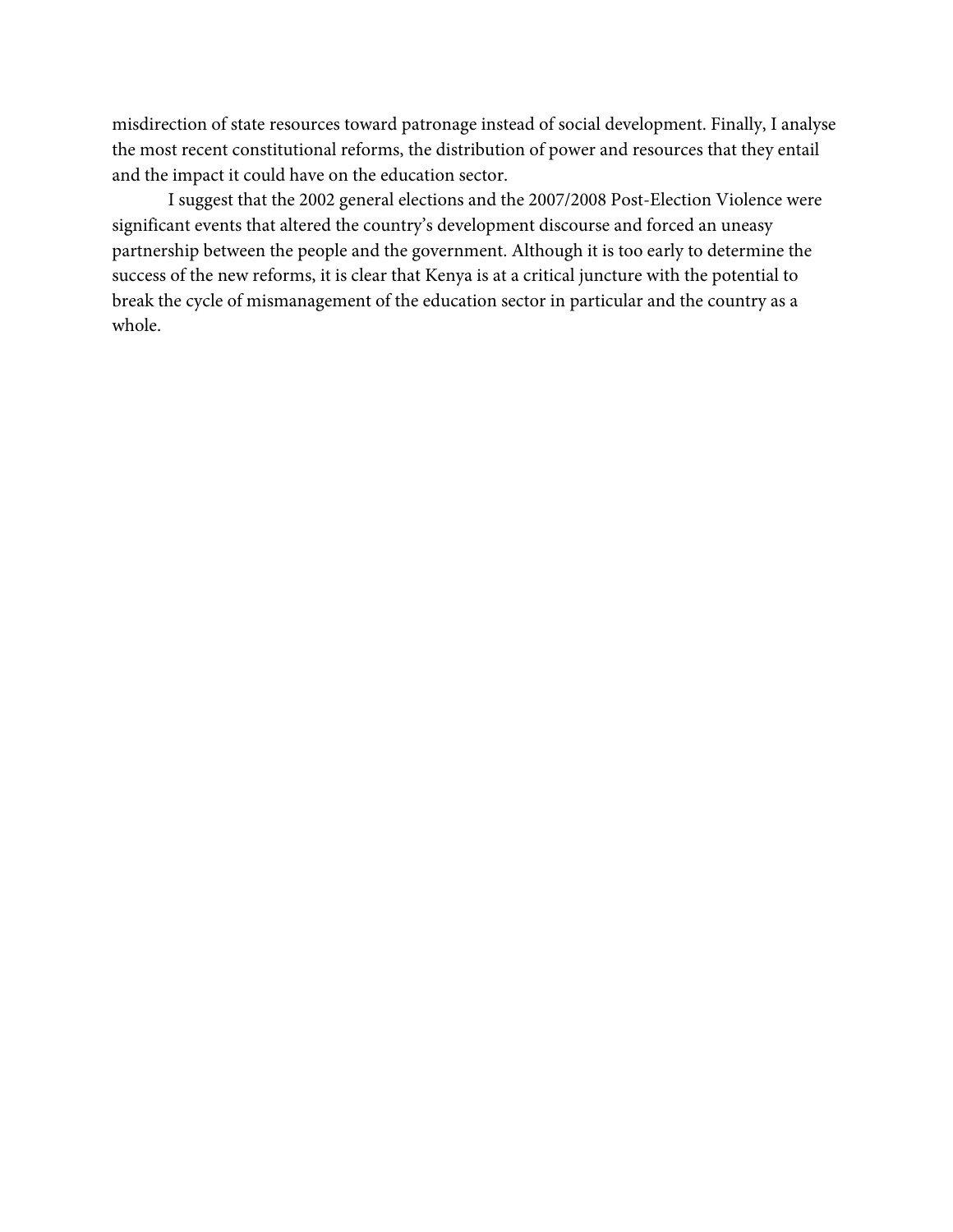misdirection of state resources toward patronage instead of social development. Finally, I analyse the most recent constitutional reforms, the distribution of power and resources that they entail and the impact it could have on the education sector.

I suggest that the 2002 general elections and the 2007/2008 Post-Election Violence were significant events that altered the country's development discourse and forced an uneasy partnership between the people and the government. Although it is too early to determine the success of the new reforms, it is clear that Kenya is at a critical juncture with the potential to break the cycle of mismanagement of the education sector in particular and the country as a whole.